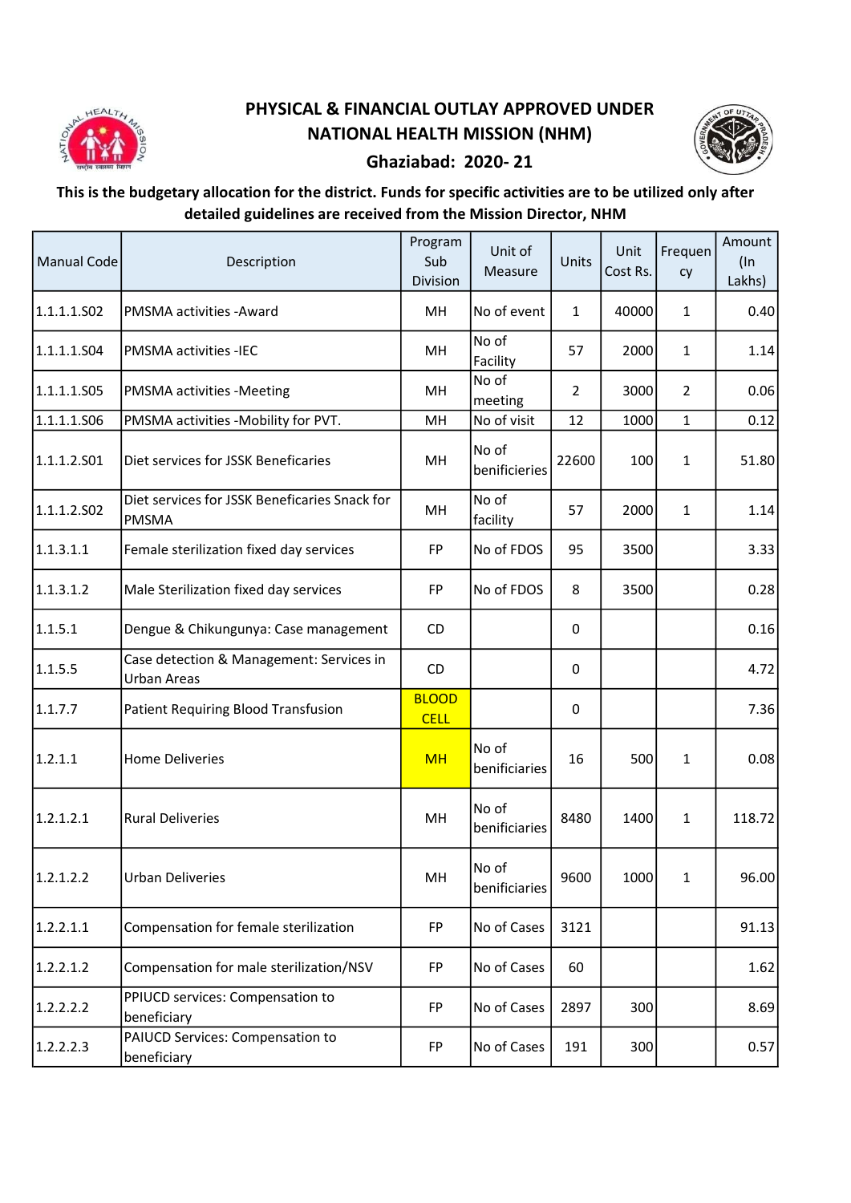# PHYSICAL & FINANCIAL OUTLAY APPROVED UNDER NATIONAL HEALTH MISSION (NHM)

## Ghaziabad: 2020- 21

**This is the budgetary allocation for the district. Funds for specific activities are to be utilized only after detailed guidelines are received from the Mission Director, NHM**

| Manual Code | Description | Program Sub Division | Unit of Measure | Units | Unit Cost Rs. | Frequency | Amount (In Lakhs) |
|---|---|---|---|---|---|---|---|
| 1.1.1.1.S02 | PMSMA activities -Award | MH | No of event | 1 | 40000 | 1 | 0.40 |
| 1.1.1.1.S04 | PMSMA activities -IEC | MH | No of Facility | 57 | 2000 | 1 | 1.14 |
| 1.1.1.1.S05 | PMSMA activities -Meeting | MH | No of meeting | 2 | 3000 | 2 | 0.06 |
| 1.1.1.1.S06 | PMSMA activities -Mobility for PVT. | MH | No of visit | 12 | 1000 | 1 | 0.12 |
| 1.1.1.2.S01 | Diet services for JSSK Beneficaries | MH | No of benificieries | 22600 | 100 | 1 | 51.80 |
| 1.1.1.2.S02 | Diet services for JSSK Beneficaries Snack for PMSMA | MH | No of facility | 57 | 2000 | 1 | 1.14 |
| 1.1.3.1.1 | Female sterilization fixed day services | FP | No of FDOS | 95 | 3500 | | 3.33 |
| 1.1.3.1.2 | Male Sterilization fixed day services | FP | No of FDOS | 8 | 3500 | | 0.28 |
| 1.1.5.1 | Dengue & Chikungunya: Case management | CD | | 0 | | | 0.16 |
| 1.1.5.5 | Case detection & Management: Services in Urban Areas | CD | | 0 | | | 4.72 |
| 1.1.7.7 | Patient Requiring Blood Transfusion | BLOOD CELL | | 0 | | | 7.36 |
| 1.2.1.1 | Home Deliveries | MH | No of benificiaries | 16 | 500 | 1 | 0.08 |
| 1.2.1.2.1 | Rural Deliveries | MH | No of benificiaries | 8480 | 1400 | 1 | 118.72 |
| 1.2.1.2.2 | Urban Deliveries | MH | No of benificiaries | 9600 | 1000 | 1 | 96.00 |
| 1.2.2.1.1 | Compensation for female sterilization | FP | No of Cases | 3121 | | | 91.13 |
| 1.2.2.1.2 | Compensation for male sterilization/NSV | FP | No of Cases | 60 | | | 1.62 |
| 1.2.2.2.2 | PPIUCD services: Compensation to beneficiary | FP | No of Cases | 2897 | 300 | | 8.69 |
| 1.2.2.2.3 | PAIUCD Services: Compensation to beneficiary | FP | No of Cases | 191 | 300 | | 0.57 |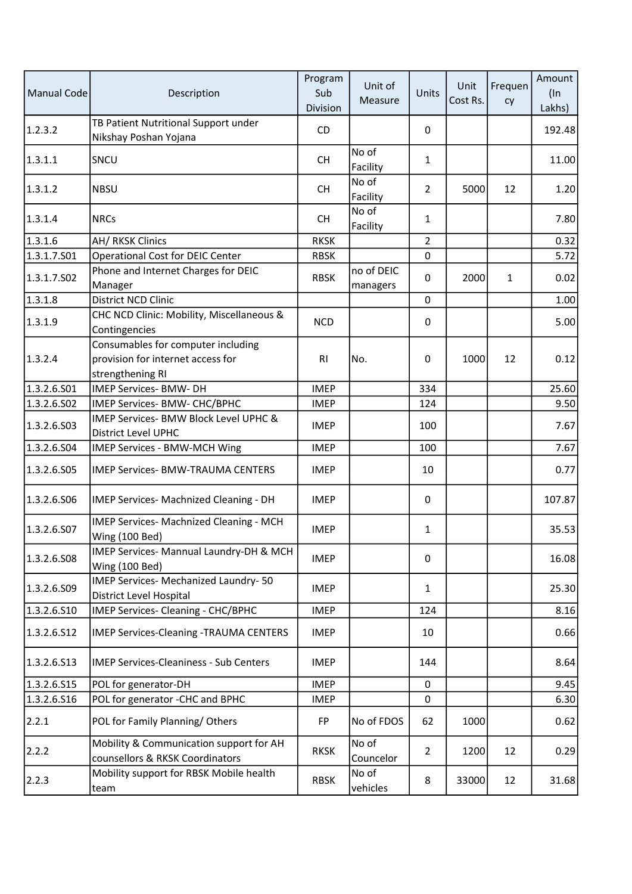| Manual Code | Description | Program Sub Division | Unit of Measure | Units | Unit Cost Rs. | Frequency | Amount (In Lakhs) |
|---|---|---|---|---|---|---|---|
| 1.2.3.2 | TB Patient Nutritional Support under Nikshay Poshan Yojana | CD | | 0 | | | 192.48 |
| 1.3.1.1 | SNCU | CH | No of Facility | 1 | | | 11.00 |
| 1.3.1.2 | NBSU | CH | No of Facility | 2 | 5000 | 12 | 1.20 |
| 1.3.1.4 | NRCs | CH | No of Facility | 1 | | | 7.80 |
| 1.3.1.6 | AH/ RKSK Clinics | RKSK | | 2 | | | 0.32 |
| 1.3.1.7.S01 | Operational Cost for DEIC Center | RBSK | | 0 | | | 5.72 |
| 1.3.1.7.S02 | Phone and Internet Charges for DEIC Manager | RBSK | no of DEIC managers | 0 | 2000 | 1 | 0.02 |
| 1.3.1.8 | District NCD Clinic | | | 0 | | | 1.00 |
| 1.3.1.9 | CHC NCD Clinic: Mobility, Miscellaneous & Contingencies | NCD | | 0 | | | 5.00 |
| 1.3.2.4 | Consumables for computer including provision for internet access for strengthening RI | RI | No. | 0 | 1000 | 12 | 0.12 |
| 1.3.2.6.S01 | IMEP Services- BMW- DH | IMEP | | 334 | | | 25.60 |
| 1.3.2.6.S02 | IMEP Services- BMW- CHC/BPHC | IMEP | | 124 | | | 9.50 |
| 1.3.2.6.S03 | IMEP Services- BMW Block Level UPHC & District Level UPHC | IMEP | | 100 | | | 7.67 |
| 1.3.2.6.S04 | IMEP Services - BMW-MCH Wing | IMEP | | 100 | | | 7.67 |
| 1.3.2.6.S05 | IMEP Services- BMW-TRAUMA CENTERS | IMEP | | 10 | | | 0.77 |
| 1.3.2.6.S06 | IMEP Services- Machnized Cleaning - DH | IMEP | | 0 | | | 107.87 |
| 1.3.2.6.S07 | IMEP Services- Machnized Cleaning - MCH Wing (100 Bed) | IMEP | | 1 | | | 35.53 |
| 1.3.2.6.S08 | IMEP Services- Mannual Laundry-DH & MCH Wing (100 Bed) | IMEP | | 0 | | | 16.08 |
| 1.3.2.6.S09 | IMEP Services- Mechanized Laundry- 50 District Level Hospital | IMEP | | 1 | | | 25.30 |
| 1.3.2.6.S10 | IMEP Services- Cleaning - CHC/BPHC | IMEP | | 124 | | | 8.16 |
| 1.3.2.6.S12 | IMEP Services-Cleaning -TRAUMA CENTERS | IMEP | | 10 | | | 0.66 |
| 1.3.2.6.S13 | IMEP Services-Cleaniness - Sub Centers | IMEP | | 144 | | | 8.64 |
| 1.3.2.6.S15 | POL for generator-DH | IMEP | | 0 | | | 9.45 |
| 1.3.2.6.S16 | POL for generator -CHC and BPHC | IMEP | | 0 | | | 6.30 |
| 2.2.1 | POL for Family Planning/ Others | FP | No of FDOS | 62 | 1000 | | 0.62 |
| 2.2.2 | Mobility & Communication support for AH counsellors & RKSK Coordinators | RKSK | No of Councelor | 2 | 1200 | 12 | 0.29 |
| 2.2.3 | Mobility support for RBSK Mobile health team | RBSK | No of vehicles | 8 | 33000 | 12 | 31.68 |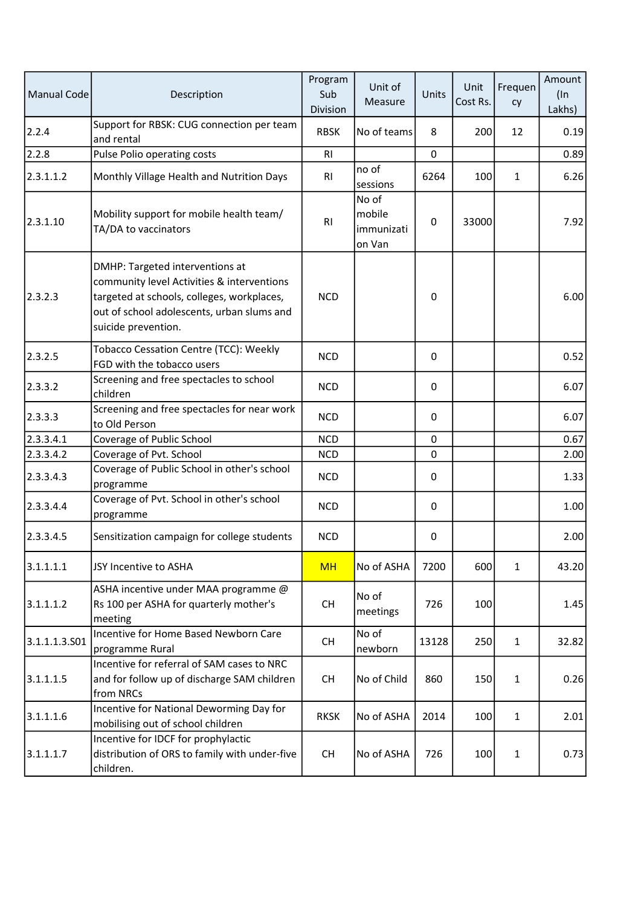| Manual Code | Description | Program Sub Division | Unit of Measure | Units | Unit Cost Rs. | Frequency | Amount (In Lakhs) |
|---|---|---|---|---|---|---|---|
| 2.2.4 | Support for RBSK: CUG connection per team and rental | RBSK | No of teams | 8 | 200 | 12 | 0.19 |
| 2.2.8 | Pulse Polio operating costs | RI | | 0 | | | 0.89 |
| 2.3.1.1.2 | Monthly Village Health and Nutrition Days | RI | no of sessions | 6264 | 100 | 1 | 6.26 |
| 2.3.1.10 | Mobility support for mobile health team/ TA/DA to vaccinators | RI | No of mobile immunization Van | 0 | 33000 | | 7.92 |
| 2.3.2.3 | DMHP: Targeted interventions at community level Activities & interventions targeted at schools, colleges, workplaces, out of school adolescents, urban slums and suicide prevention. | NCD | | 0 | | | 6.00 |
| 2.3.2.5 | Tobacco Cessation Centre (TCC): Weekly FGD with the tobacco users | NCD | | 0 | | | 0.52 |
| 2.3.3.2 | Screening and free spectacles to school children | NCD | | 0 | | | 6.07 |
| 2.3.3.3 | Screening and free spectacles for near work to Old Person | NCD | | 0 | | | 6.07 |
| 2.3.3.4.1 | Coverage of Public School | NCD | | 0 | | | 0.67 |
| 2.3.3.4.2 | Coverage of Pvt. School | NCD | | 0 | | | 2.00 |
| 2.3.3.4.3 | Coverage of Public School in other's school programme | NCD | | 0 | | | 1.33 |
| 2.3.3.4.4 | Coverage of Pvt. School in other's school programme | NCD | | 0 | | | 1.00 |
| 2.3.3.4.5 | Sensitization campaign for college students | NCD | | 0 | | | 2.00 |
| 3.1.1.1.1 | JSY Incentive to ASHA | MH | No of ASHA | 7200 | 600 | 1 | 43.20 |
| 3.1.1.1.2 | ASHA incentive under MAA programme @ Rs 100 per ASHA for quarterly mother's meeting | CH | No of meetings | 726 | 100 | | 1.45 |
| 3.1.1.1.3.S01 | Incentive for Home Based Newborn Care programme Rural | CH | No of newborn | 13128 | 250 | 1 | 32.82 |
| 3.1.1.1.5 | Incentive for referral of SAM cases to NRC and for follow up of discharge SAM children from NRCs | CH | No of Child | 860 | 150 | 1 | 0.26 |
| 3.1.1.1.6 | Incentive for National Deworming Day for mobilising out of school children | RKSK | No of ASHA | 2014 | 100 | 1 | 2.01 |
| 3.1.1.1.7 | Incentive for IDCF for prophylactic distribution of ORS to family with under-five children. | CH | No of ASHA | 726 | 100 | 1 | 0.73 |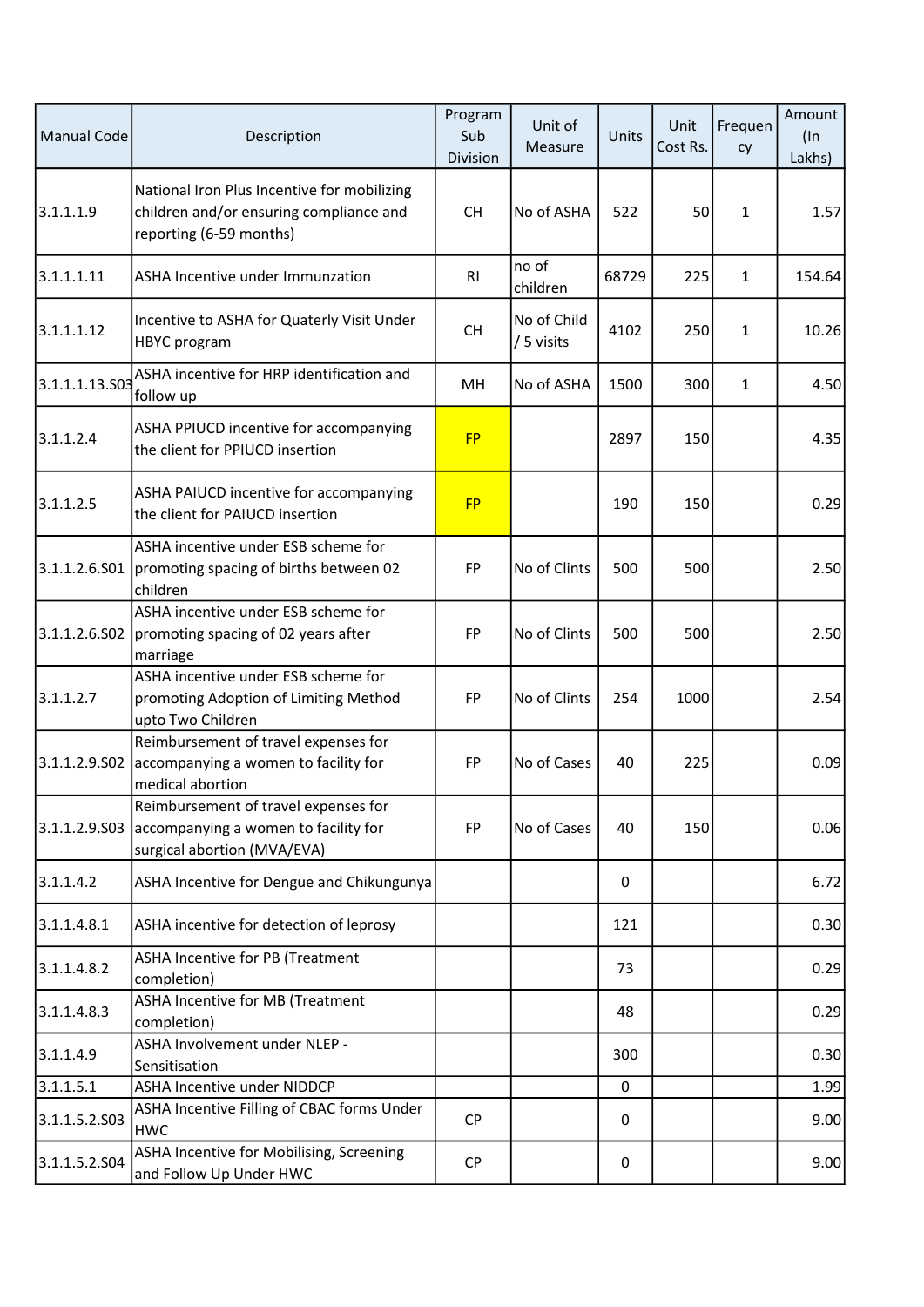| Manual Code | Description | Program Sub Division | Unit of Measure | Units | Unit Cost Rs. | Frequency | Amount (In Lakhs) |
|---|---|---|---|---|---|---|---|
| 3.1.1.1.9 | National Iron Plus Incentive for mobilizing children and/or ensuring compliance and reporting (6-59 months) | CH | No of ASHA | 522 | 50 | 1 | 1.57 |
| 3.1.1.1.11 | ASHA Incentive under Immunzation | RI | no of children | 68729 | 225 | 1 | 154.64 |
| 3.1.1.1.12 | Incentive to ASHA for Quaterly Visit Under HBYC program | CH | No of Child / 5 visits | 4102 | 250 | 1 | 10.26 |
| 3.1.1.1.13.S03 | ASHA incentive for HRP identification and follow up | MH | No of ASHA | 1500 | 300 | 1 | 4.50 |
| 3.1.1.2.4 | ASHA PPIUCD incentive for accompanying the client for PPIUCD insertion | FP | | 2897 | 150 | | 4.35 |
| 3.1.1.2.5 | ASHA PAIUCD incentive for accompanying the client for PAIUCD insertion | FP | | 190 | 150 | | 0.29 |
| 3.1.1.2.6.S01 | ASHA incentive under ESB scheme for promoting spacing of births between 02 children | FP | No of Clints | 500 | 500 | | 2.50 |
| 3.1.1.2.6.S02 | ASHA incentive under ESB scheme for promoting spacing of 02 years after marriage | FP | No of Clints | 500 | 500 | | 2.50 |
| 3.1.1.2.7 | ASHA incentive under ESB scheme for promoting Adoption of Limiting Method upto Two Children | FP | No of Clints | 254 | 1000 | | 2.54 |
| 3.1.1.2.9.S02 | Reimbursement of travel expenses for accompanying a women to facility for medical abortion | FP | No of Cases | 40 | 225 | | 0.09 |
| 3.1.1.2.9.S03 | Reimbursement of travel expenses for accompanying a women to facility for surgical abortion (MVA/EVA) | FP | No of Cases | 40 | 150 | | 0.06 |
| 3.1.1.4.2 | ASHA Incentive for Dengue and Chikungunya | | | 0 | | | 6.72 |
| 3.1.1.4.8.1 | ASHA incentive for detection of leprosy | | | 121 | | | 0.30 |
| 3.1.1.4.8.2 | ASHA Incentive for PB (Treatment completion) | | | 73 | | | 0.29 |
| 3.1.1.4.8.3 | ASHA Incentive for MB (Treatment completion) | | | 48 | | | 0.29 |
| 3.1.1.4.9 | ASHA Involvement under NLEP - Sensitisation | | | 300 | | | 0.30 |
| 3.1.1.5.1 | ASHA Incentive under NIDDCP | | | 0 | | | 1.99 |
| 3.1.1.5.2.S03 | ASHA Incentive Filling of CBAC forms Under HWC | CP | | 0 | | | 9.00 |
| 3.1.1.5.2.S04 | ASHA Incentive for Mobilising, Screening and Follow Up Under HWC | CP | | 0 | | | 9.00 |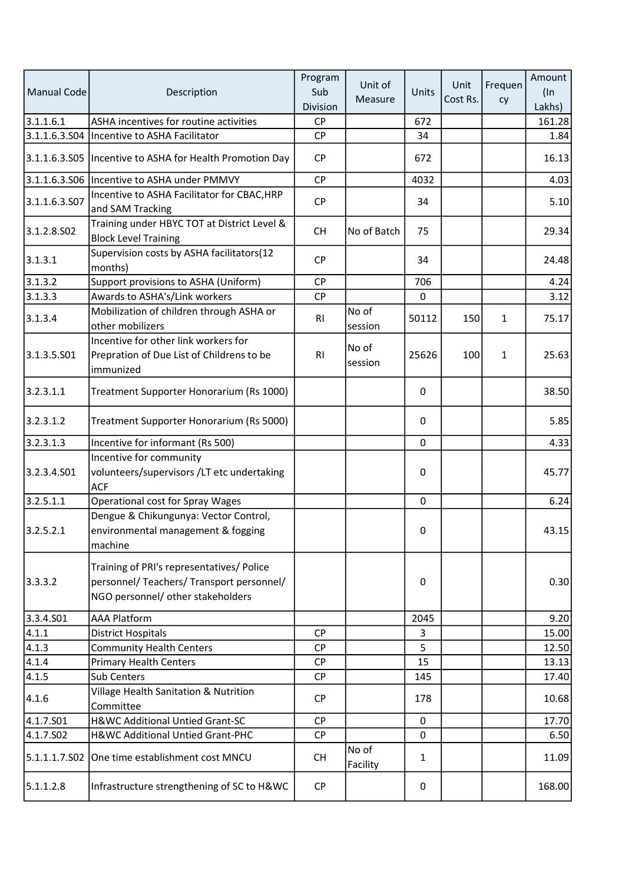| Manual Code | Description | Program Sub Division | Unit of Measure | Units | Unit Cost Rs. | Frequency | Amount (In Lakhs) |
|---|---|---|---|---|---|---|---|
| 3.1.1.6.1 | ASHA incentives for routine activities | CP | | 672 | | | 161.28 |
| 3.1.1.6.3.S04 | Incentive to ASHA Facilitator | CP | | 34 | | | 1.84 |
| 3.1.1.6.3.S05 | Incentive to ASHA for Health Promotion Day | CP | | 672 | | | 16.13 |
| 3.1.1.6.3.S06 | Incentive to ASHA under PMMVY | CP | | 4032 | | | 4.03 |
| 3.1.1.6.3.S07 | Incentive to ASHA Facilitator for CBAC,HRP and SAM Tracking | CP | | 34 | | | 5.10 |
| 3.1.2.8.S02 | Training under HBYC TOT at District Level & Block Level Training | CH | No of Batch | 75 | | | 29.34 |
| 3.1.3.1 | Supervision costs by ASHA facilitators(12 months) | CP | | 34 | | | 24.48 |
| 3.1.3.2 | Support provisions to ASHA (Uniform) | CP | | 706 | | | 4.24 |
| 3.1.3.3 | Awards to ASHA's/Link workers | CP | | 0 | | | 3.12 |
| 3.1.3.4 | Mobilization of children through ASHA or other mobilizers | RI | No of session | 50112 | 150 | 1 | 75.17 |
| 3.1.3.5.S01 | Incentive for other link workers for Prepration of Due List of Childrens to be immunized | RI | No of session | 25626 | 100 | 1 | 25.63 |
| 3.2.3.1.1 | Treatment Supporter Honorarium (Rs 1000) | | | 0 | | | 38.50 |
| 3.2.3.1.2 | Treatment Supporter Honorarium (Rs 5000) | | | 0 | | | 5.85 |
| 3.2.3.1.3 | Incentive for informant (Rs 500) | | | 0 | | | 4.33 |
| 3.2.3.4.S01 | Incentive for community volunteers/supervisors /LT etc undertaking ACF | | | 0 | | | 45.77 |
| 3.2.5.1.1 | Operational cost for Spray Wages | | | 0 | | | 6.24 |
| 3.2.5.2.1 | Dengue & Chikungunya: Vector Control, environmental management & fogging machine | | | 0 | | | 43.15 |
| 3.3.3.2 | Training of PRI's representatives/ Police personnel/ Teachers/ Transport personnel/ NGO personnel/ other stakeholders | | | 0 | | | 0.30 |
| 3.3.4.S01 | AAA Platform | | | 2045 | | | 9.20 |
| 4.1.1 | District Hospitals | CP | | 3 | | | 15.00 |
| 4.1.3 | Community Health Centers | CP | | 5 | | | 12.50 |
| 4.1.4 | Primary Health Centers | CP | | 15 | | | 13.13 |
| 4.1.5 | Sub Centers | CP | | 145 | | | 17.40 |
| 4.1.6 | Village Health Sanitation & Nutrition Committee | CP | | 178 | | | 10.68 |
| 4.1.7.S01 | H&WC Additional Untied Grant-SC | CP | | 0 | | | 17.70 |
| 4.1.7.S02 | H&WC Additional Untied Grant-PHC | CP | | 0 | | | 6.50 |
| 5.1.1.1.7.S02 | One time establishment cost MNCU | CH | No of Facility | 1 | | | 11.09 |
| 5.1.1.2.8 | Infrastructure strengthening of SC to H&WC | CP | | 0 | | | 168.00 |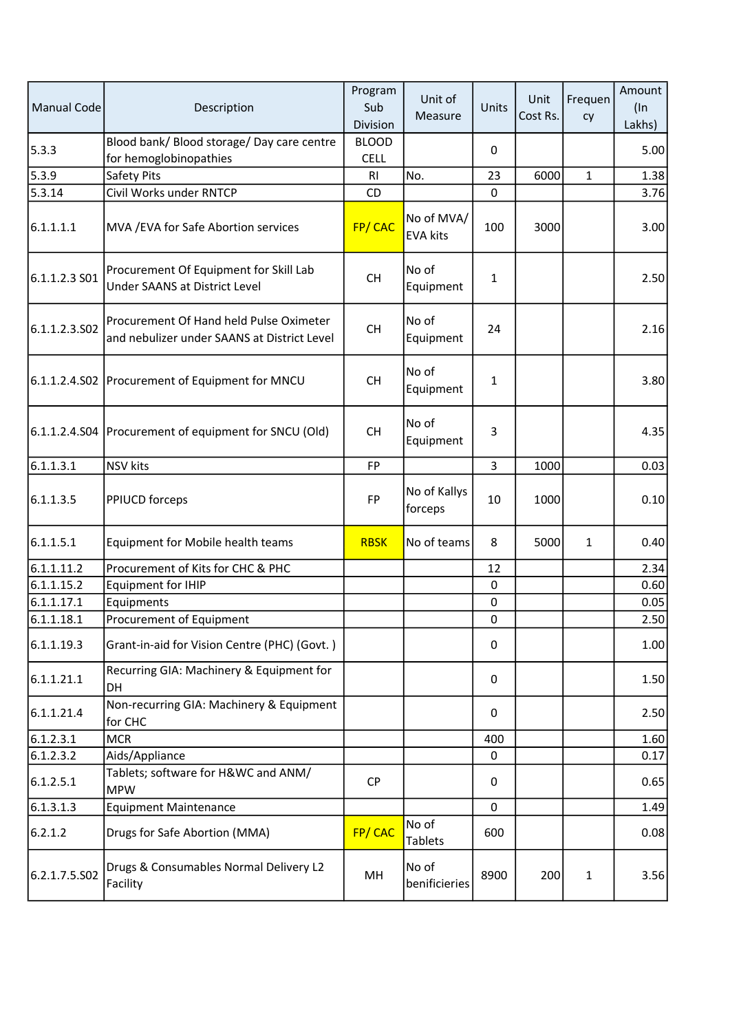| Manual Code | Description | Program Sub Division | Unit of Measure | Units | Unit Cost Rs. | Frequency | Amount (In Lakhs) |
|---|---|---|---|---|---|---|---|
| 5.3.3 | Blood bank/ Blood storage/ Day care centre for hemoglobinopathies | BLOOD CELL | | 0 | | | 5.00 |
| 5.3.9 | Safety Pits | RI | No. | 23 | 6000 | 1 | 1.38 |
| 5.3.14 | Civil Works under RNTCP | CD | | 0 | | | 3.76 |
| 6.1.1.1.1 | MVA /EVA for Safe Abortion services | FP/ CAC | No of MVA/ EVA kits | 100 | 3000 | | 3.00 |
| 6.1.1.2.3 S01 | Procurement Of Equipment for Skill Lab Under SAANS at District Level | CH | No of Equipment | 1 | | | 2.50 |
| 6.1.1.2.3.S02 | Procurement Of Hand held Pulse Oximeter and nebulizer under SAANS at District Level | CH | No of Equipment | 24 | | | 2.16 |
| 6.1.1.2.4.S02 | Procurement of Equipment for MNCU | CH | No of Equipment | 1 | | | 3.80 |
| 6.1.1.2.4.S04 | Procurement of equipment for SNCU (Old) | CH | No of Equipment | 3 | | | 4.35 |
| 6.1.1.3.1 | NSV kits | FP | | 3 | 1000 | | 0.03 |
| 6.1.1.3.5 | PPIUCD forceps | FP | No of Kallys forceps | 10 | 1000 | | 0.10 |
| 6.1.1.5.1 | Equipment for Mobile health teams | RBSK | No of teams | 8 | 5000 | 1 | 0.40 |
| 6.1.1.11.2 | Procurement of Kits for CHC & PHC | | | 12 | | | 2.34 |
| 6.1.1.15.2 | Equipment for IHIP | | | 0 | | | 0.60 |
| 6.1.1.17.1 | Equipments | | | 0 | | | 0.05 |
| 6.1.1.18.1 | Procurement of Equipment | | | 0 | | | 2.50 |
| 6.1.1.19.3 | Grant-in-aid for Vision Centre (PHC) (Govt. ) | | | 0 | | | 1.00 |
| 6.1.1.21.1 | Recurring GIA: Machinery & Equipment for DH | | | 0 | | | 1.50 |
| 6.1.1.21.4 | Non-recurring GIA: Machinery & Equipment for CHC | | | 0 | | | 2.50 |
| 6.1.2.3.1 | MCR | | | 400 | | | 1.60 |
| 6.1.2.3.2 | Aids/Appliance | | | 0 | | | 0.17 |
| 6.1.2.5.1 | Tablets; software for H&WC and ANM/ MPW | CP | | 0 | | | 0.65 |
| 6.1.3.1.3 | Equipment Maintenance | | | 0 | | | 1.49 |
| 6.2.1.2 | Drugs for Safe Abortion (MMA) | FP/ CAC | No of Tablets | 600 | | | 0.08 |
| 6.2.1.7.5.S02 | Drugs & Consumables Normal Delivery L2 Facility | MH | No of benificieries | 8900 | 200 | 1 | 3.56 |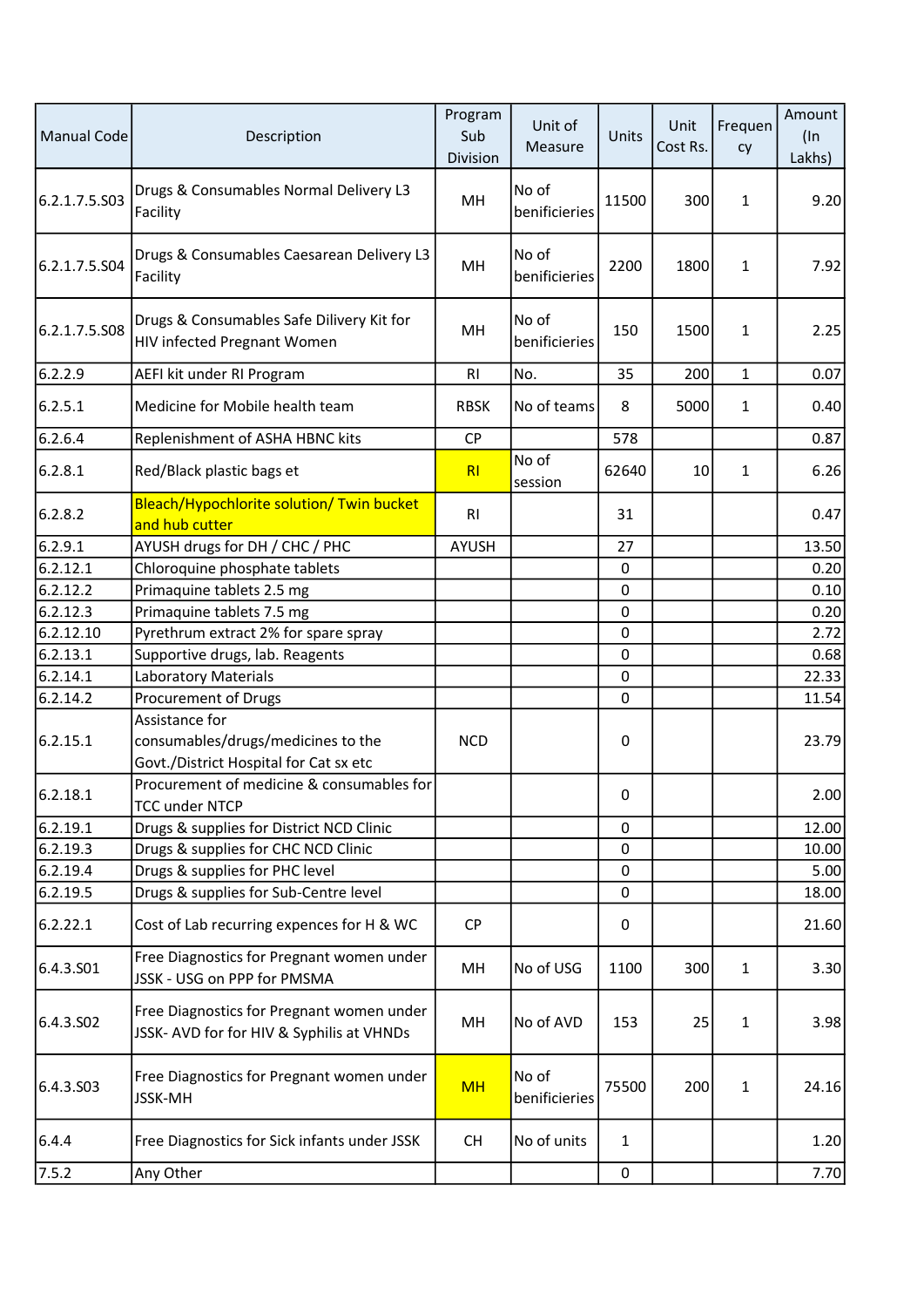| Manual Code | Description | Program Sub Division | Unit of Measure | Units | Unit Cost Rs. | Frequency | Amount (In Lakhs) |
|---|---|---|---|---|---|---|---|
| 6.2.1.7.5.S03 | Drugs & Consumables Normal Delivery L3 Facility | MH | No of benificieries | 11500 | 300 | 1 | 9.20 |
| 6.2.1.7.5.S04 | Drugs & Consumables Caesarean Delivery L3 Facility | MH | No of benificieries | 2200 | 1800 | 1 | 7.92 |
| 6.2.1.7.5.S08 | Drugs & Consumables Safe Dilivery Kit for HIV infected Pregnant Women | MH | No of benificieries | 150 | 1500 | 1 | 2.25 |
| 6.2.2.9 | AEFI kit under RI Program | RI | No. | 35 | 200 | 1 | 0.07 |
| 6.2.5.1 | Medicine for Mobile health team | RBSK | No of teams | 8 | 5000 | 1 | 0.40 |
| 6.2.6.4 | Replenishment of ASHA HBNC kits | CP | | 578 | | | 0.87 |
| 6.2.8.1 | Red/Black plastic bags et | RI | No of session | 62640 | 10 | 1 | 6.26 |
| 6.2.8.2 | Bleach/Hypochlorite solution/ Twin bucket and hub cutter | RI | | 31 | | | 0.47 |
| 6.2.9.1 | AYUSH drugs for DH / CHC / PHC | AYUSH | | 27 | | | 13.50 |
| 6.2.12.1 | Chloroquine phosphate tablets | | | 0 | | | 0.20 |
| 6.2.12.2 | Primaquine tablets 2.5 mg | | | 0 | | | 0.10 |
| 6.2.12.3 | Primaquine tablets 7.5 mg | | | 0 | | | 0.20 |
| 6.2.12.10 | Pyrethrum extract 2% for spare spray | | | 0 | | | 2.72 |
| 6.2.13.1 | Supportive drugs, lab. Reagents | | | 0 | | | 0.68 |
| 6.2.14.1 | Laboratory Materials | | | 0 | | | 22.33 |
| 6.2.14.2 | Procurement of Drugs | | | 0 | | | 11.54 |
| 6.2.15.1 | Assistance for consumables/drugs/medicines to the Govt./District Hospital for Cat sx etc | NCD | | 0 | | | 23.79 |
| 6.2.18.1 | Procurement of medicine & consumables for TCC under NTCP | | | 0 | | | 2.00 |
| 6.2.19.1 | Drugs & supplies for District NCD Clinic | | | 0 | | | 12.00 |
| 6.2.19.3 | Drugs & supplies for CHC NCD Clinic | | | 0 | | | 10.00 |
| 6.2.19.4 | Drugs & supplies for PHC level | | | 0 | | | 5.00 |
| 6.2.19.5 | Drugs & supplies for Sub-Centre level | | | 0 | | | 18.00 |
| 6.2.22.1 | Cost of Lab recurring expences for H & WC | CP | | 0 | | | 21.60 |
| 6.4.3.S01 | Free Diagnostics for Pregnant women under JSSK - USG on PPP for PMSMA | MH | No of USG | 1100 | 300 | 1 | 3.30 |
| 6.4.3.S02 | Free Diagnostics for Pregnant women under JSSK- AVD for for HIV & Syphilis at VHNDs | MH | No of AVD | 153 | 25 | 1 | 3.98 |
| 6.4.3.S03 | Free Diagnostics for Pregnant women under JSSK-MH | MH | No of benificieries | 75500 | 200 | 1 | 24.16 |
| 6.4.4 | Free Diagnostics for Sick infants under JSSK | CH | No of units | 1 | | | 1.20 |
| 7.5.2 | Any Other | | | 0 | | | 7.70 |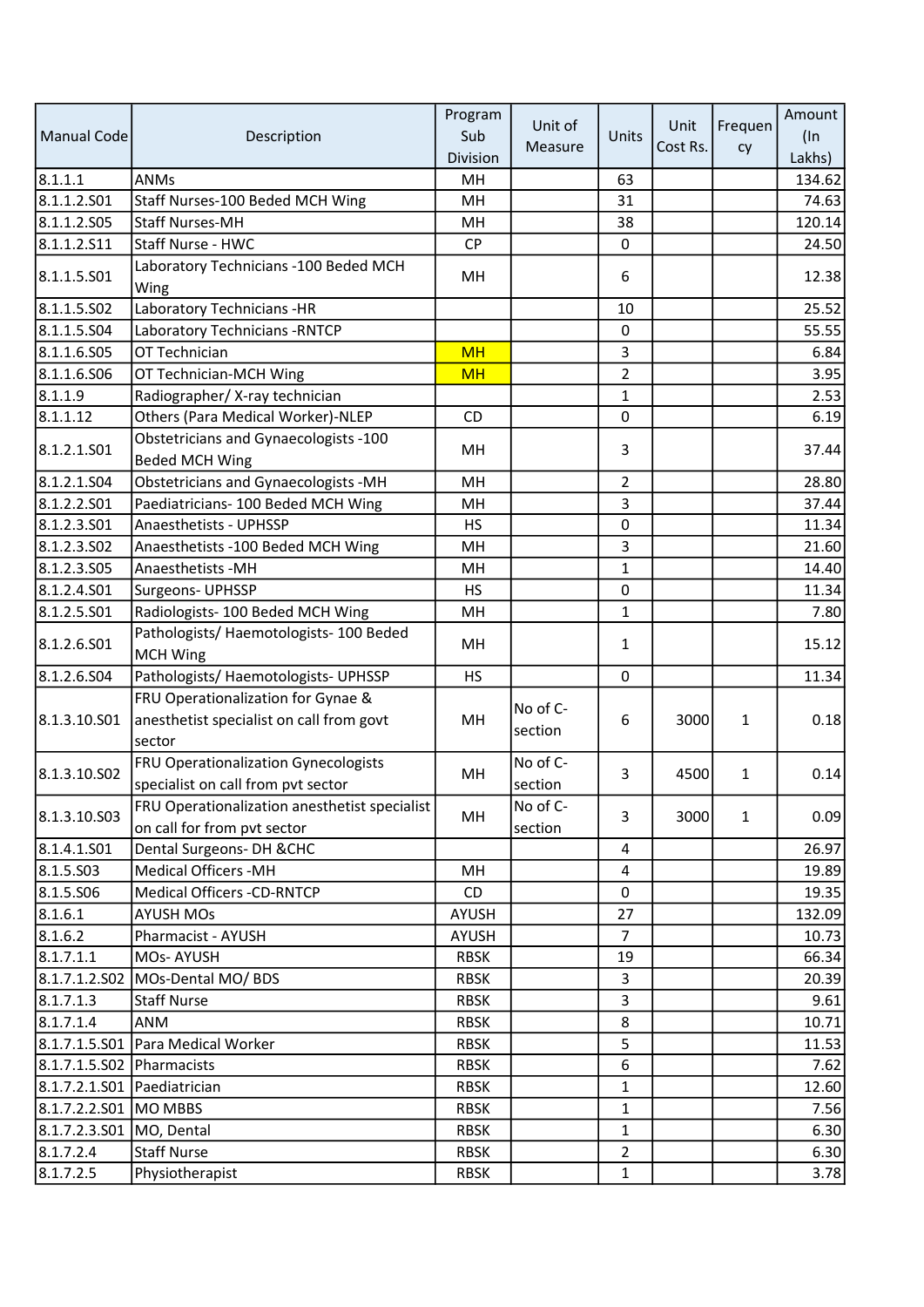| Manual Code | Description | Program Sub Division | Unit of Measure | Units | Unit Cost Rs. | Frequency | Amount (In Lakhs) |
|---|---|---|---|---|---|---|---|
| 8.1.1.1 | ANMs | MH | | 63 | | | 134.62 |
| 8.1.1.2.S01 | Staff Nurses-100 Beded MCH Wing | MH | | 31 | | | 74.63 |
| 8.1.1.2.S05 | Staff Nurses-MH | MH | | 38 | | | 120.14 |
| 8.1.1.2.S11 | Staff Nurse - HWC | CP | | 0 | | | 24.50 |
| 8.1.1.5.S01 | Laboratory Technicians -100 Beded MCH Wing | MH | | 6 | | | 12.38 |
| 8.1.1.5.S02 | Laboratory Technicians -HR | | | 10 | | | 25.52 |
| 8.1.1.5.S04 | Laboratory Technicians -RNTCP | | | 0 | | | 55.55 |
| 8.1.1.6.S05 | OT Technician | MH | | 3 | | | 6.84 |
| 8.1.1.6.S06 | OT Technician-MCH Wing | MH | | 2 | | | 3.95 |
| 8.1.1.9 | Radiographer/ X-ray technician | | | 1 | | | 2.53 |
| 8.1.1.12 | Others (Para Medical Worker)-NLEP | CD | | 0 | | | 6.19 |
| 8.1.2.1.S01 | Obstetricians and Gynaecologists -100 Beded MCH Wing | MH | | 3 | | | 37.44 |
| 8.1.2.1.S04 | Obstetricians and Gynaecologists -MH | MH | | 2 | | | 28.80 |
| 8.1.2.2.S01 | Paediatricians- 100 Beded MCH Wing | MH | | 3 | | | 37.44 |
| 8.1.2.3.S01 | Anaesthetists - UPHSSP | HS | | 0 | | | 11.34 |
| 8.1.2.3.S02 | Anaesthetists -100 Beded MCH Wing | MH | | 3 | | | 21.60 |
| 8.1.2.3.S05 | Anaesthetists -MH | MH | | 1 | | | 14.40 |
| 8.1.2.4.S01 | Surgeons- UPHSSP | HS | | 0 | | | 11.34 |
| 8.1.2.5.S01 | Radiologists- 100 Beded MCH Wing | MH | | 1 | | | 7.80 |
| 8.1.2.6.S01 | Pathologists/ Haemotologists- 100 Beded MCH Wing | MH | | 1 | | | 15.12 |
| 8.1.2.6.S04 | Pathologists/ Haemotologists- UPHSSP | HS | | 0 | | | 11.34 |
| 8.1.3.10.S01 | FRU Operationalization for Gynae & anesthetist specialist on call from govt sector | MH | No of C-section | 6 | 3000 | 1 | 0.18 |
| 8.1.3.10.S02 | FRU Operationalization Gynecologists specialist on call from pvt sector | MH | No of C-section | 3 | 4500 | 1 | 0.14 |
| 8.1.3.10.S03 | FRU Operationalization anesthetist specialist on call for from pvt sector | MH | No of C-section | 3 | 3000 | 1 | 0.09 |
| 8.1.4.1.S01 | Dental Surgeons- DH &CHC | | | 4 | | | 26.97 |
| 8.1.5.S03 | Medical Officers -MH | MH | | 4 | | | 19.89 |
| 8.1.5.S06 | Medical Officers -CD-RNTCP | CD | | 0 | | | 19.35 |
| 8.1.6.1 | AYUSH MOs | AYUSH | | 27 | | | 132.09 |
| 8.1.6.2 | Pharmacist - AYUSH | AYUSH | | 7 | | | 10.73 |
| 8.1.7.1.1 | MOs- AYUSH | RBSK | | 19 | | | 66.34 |
| 8.1.7.1.2.S02 | MOs-Dental MO/ BDS | RBSK | | 3 | | | 20.39 |
| 8.1.7.1.3 | Staff Nurse | RBSK | | 3 | | | 9.61 |
| 8.1.7.1.4 | ANM | RBSK | | 8 | | | 10.71 |
| 8.1.7.1.5.S01 | Para Medical Worker | RBSK | | 5 | | | 11.53 |
| 8.1.7.1.5.S02 | Pharmacists | RBSK | | 6 | | | 7.62 |
| 8.1.7.2.1.S01 | Paediatrician | RBSK | | 1 | | | 12.60 |
| 8.1.7.2.2.S01 | MO MBBS | RBSK | | 1 | | | 7.56 |
| 8.1.7.2.3.S01 | MO, Dental | RBSK | | 1 | | | 6.30 |
| 8.1.7.2.4 | Staff Nurse | RBSK | | 2 | | | 6.30 |
| 8.1.7.2.5 | Physiotherapist | RBSK | | 1 | | | 3.78 |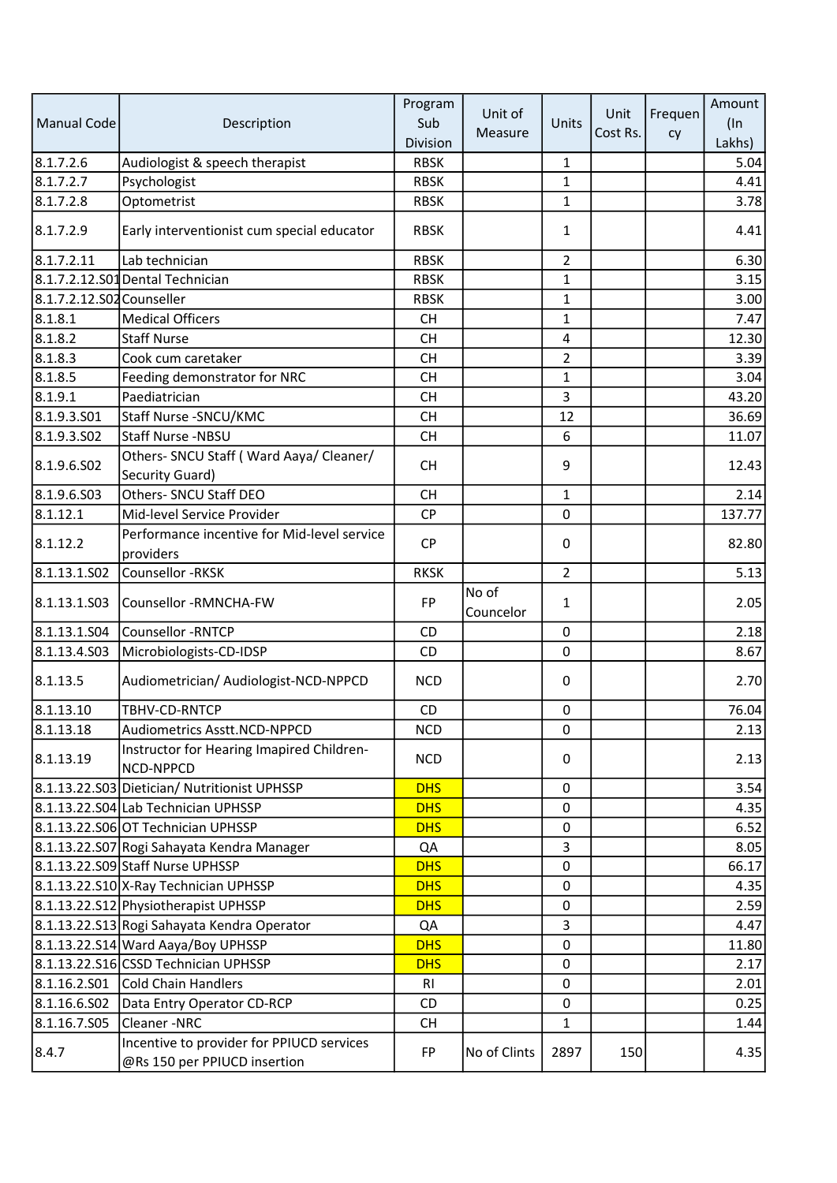| Manual Code | Description | Program Sub Division | Unit of Measure | Units | Unit Cost Rs. | Frequency | Amount (In Lakhs) |
|---|---|---|---|---|---|---|---|
| 8.1.7.2.6 | Audiologist & speech therapist | RBSK | | 1 | | | 5.04 |
| 8.1.7.2.7 | Psychologist | RBSK | | 1 | | | 4.41 |
| 8.1.7.2.8 | Optometrist | RBSK | | 1 | | | 3.78 |
| 8.1.7.2.9 | Early interventionist cum special educator | RBSK | | 1 | | | 4.41 |
| 8.1.7.2.11 | Lab technician | RBSK | | 2 | | | 6.30 |
| 8.1.7.2.12.S01 | Dental Technician | RBSK | | 1 | | | 3.15 |
| 8.1.7.2.12.S02 | Counseller | RBSK | | 1 | | | 3.00 |
| 8.1.8.1 | Medical Officers | CH | | 1 | | | 7.47 |
| 8.1.8.2 | Staff Nurse | CH | | 4 | | | 12.30 |
| 8.1.8.3 | Cook cum caretaker | CH | | 2 | | | 3.39 |
| 8.1.8.5 | Feeding demonstrator for NRC | CH | | 1 | | | 3.04 |
| 8.1.9.1 | Paediatrician | CH | | 3 | | | 43.20 |
| 8.1.9.3.S01 | Staff Nurse -SNCU/KMC | CH | | 12 | | | 36.69 |
| 8.1.9.3.S02 | Staff Nurse -NBSU | CH | | 6 | | | 11.07 |
| 8.1.9.6.S02 | Others- SNCU Staff ( Ward Aaya/ Cleaner/ Security Guard) | CH | | 9 | | | 12.43 |
| 8.1.9.6.S03 | Others- SNCU Staff DEO | CH | | 1 | | | 2.14 |
| 8.1.12.1 | Mid-level Service Provider | CP | | 0 | | | 137.77 |
| 8.1.12.2 | Performance incentive for Mid-level service providers | CP | | 0 | | | 82.80 |
| 8.1.13.1.S02 | Counsellor -RKSK | RKSK | | 2 | | | 5.13 |
| 8.1.13.1.S03 | Counsellor -RMNCHA-FW | FP | No of Councelor | 1 | | | 2.05 |
| 8.1.13.1.S04 | Counsellor -RNTCP | CD | | 0 | | | 2.18 |
| 8.1.13.4.S03 | Microbiologists-CD-IDSP | CD | | 0 | | | 8.67 |
| 8.1.13.5 | Audiometrician/ Audiologist-NCD-NPPCD | NCD | | 0 | | | 2.70 |
| 8.1.13.10 | TBHV-CD-RNTCP | CD | | 0 | | | 76.04 |
| 8.1.13.18 | Audiometrics Asstt.NCD-NPPCD | NCD | | 0 | | | 2.13 |
| 8.1.13.19 | Instructor for Hearing Imapired Children-NCD-NPPCD | NCD | | 0 | | | 2.13 |
| 8.1.13.22.S03 | Dietician/ Nutritionist UPHSSP | DHS | | 0 | | | 3.54 |
| 8.1.13.22.S04 | Lab Technician UPHSSP | DHS | | 0 | | | 4.35 |
| 8.1.13.22.S06 | OT Technician UPHSSP | DHS | | 0 | | | 6.52 |
| 8.1.13.22.S07 | Rogi Sahayata Kendra Manager | QA | | 3 | | | 8.05 |
| 8.1.13.22.S09 | Staff Nurse UPHSSP | DHS | | 0 | | | 66.17 |
| 8.1.13.22.S10 | X-Ray Technician UPHSSP | DHS | | 0 | | | 4.35 |
| 8.1.13.22.S12 | Physiotherapist UPHSSP | DHS | | 0 | | | 2.59 |
| 8.1.13.22.S13 | Rogi Sahayata Kendra Operator | QA | | 3 | | | 4.47 |
| 8.1.13.22.S14 | Ward Aaya/Boy UPHSSP | DHS | | 0 | | | 11.80 |
| 8.1.13.22.S16 | CSSD Technician UPHSSP | DHS | | 0 | | | 2.17 |
| 8.1.16.2.S01 | Cold Chain Handlers | RI | | 0 | | | 2.01 |
| 8.1.16.6.S02 | Data Entry Operator CD-RCP | CD | | 0 | | | 0.25 |
| 8.1.16.7.S05 | Cleaner -NRC | CH | | 1 | | | 1.44 |
| 8.4.7 | Incentive to provider for PPIUCD services @Rs 150 per PPIUCD insertion | FP | No of Clints | 2897 | 150 | | 4.35 |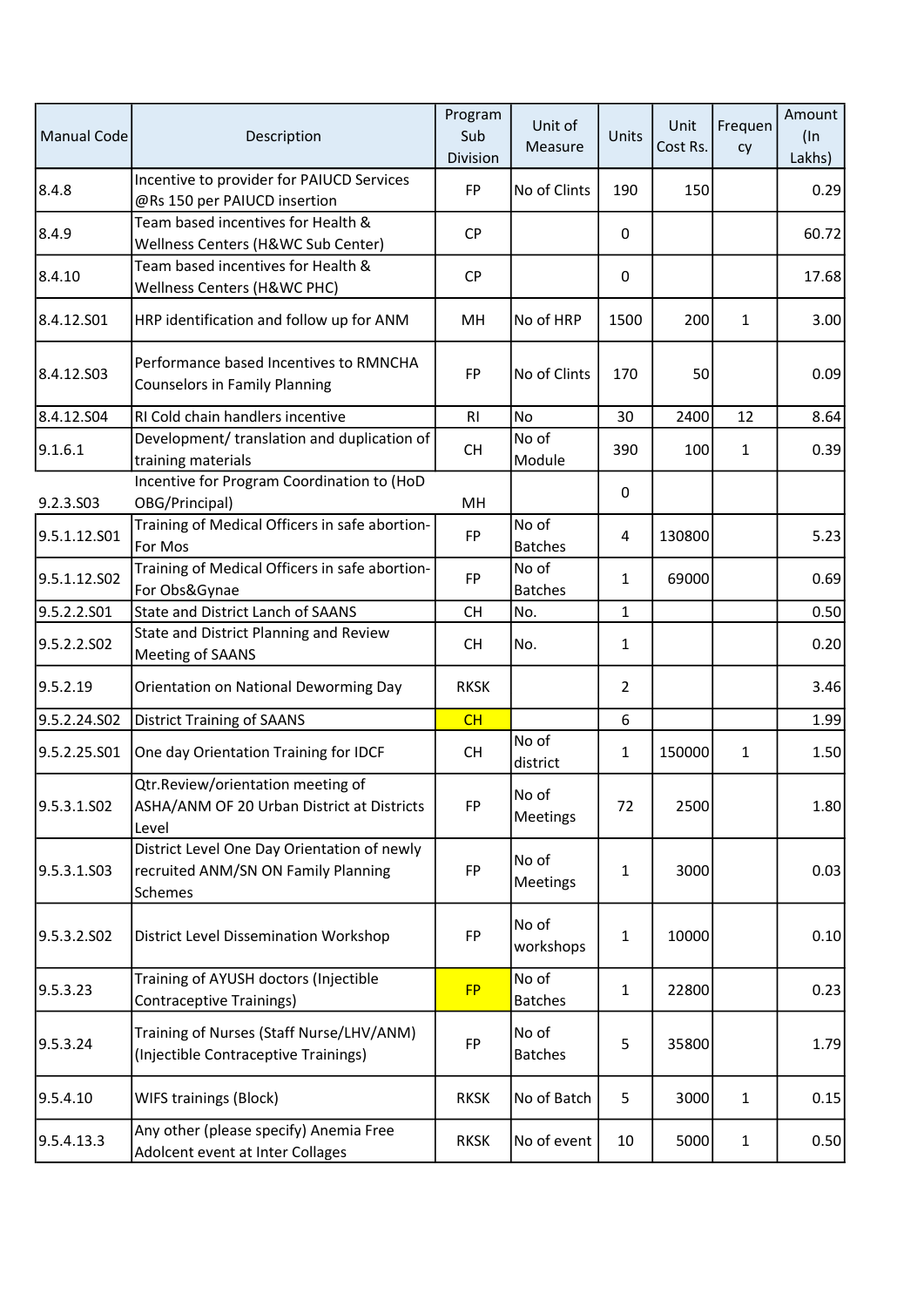| Manual Code | Description | Program Sub Division | Unit of Measure | Units | Unit Cost Rs. | Frequency | Amount (In Lakhs) |
|---|---|---|---|---|---|---|---|
| 8.4.8 | Incentive to provider for PAIUCD Services @Rs 150 per PAIUCD insertion | FP | No of Clints | 190 | 150 | | 0.29 |
| 8.4.9 | Team based incentives for Health & Wellness Centers (H&WC Sub Center) | CP | | 0 | | | 60.72 |
| 8.4.10 | Team based incentives for Health & Wellness Centers (H&WC PHC) | CP | | 0 | | | 17.68 |
| 8.4.12.S01 | HRP identification and follow up for ANM | MH | No of HRP | 1500 | 200 | 1 | 3.00 |
| 8.4.12.S03 | Performance based Incentives to RMNCHA Counselors in Family Planning | FP | No of Clints | 170 | 50 | | 0.09 |
| 8.4.12.S04 | RI Cold chain handlers incentive | RI | No | 30 | 2400 | 12 | 8.64 |
| 9.1.6.1 | Development/ translation and duplication of training materials | CH | No of Module | 390 | 100 | 1 | 0.39 |
| 9.2.3.S03 | Incentive for Program Coordination to (HoD OBG/Principal) | MH | | 0 | | | |
| 9.5.1.12.S01 | Training of Medical Officers in safe abortion-For Mos | FP | No of Batches | 4 | 130800 | | 5.23 |
| 9.5.1.12.S02 | Training of Medical Officers in safe abortion-For Obs&Gynae | FP | No of Batches | 1 | 69000 | | 0.69 |
| 9.5.2.2.S01 | State and District Lanch of SAANS | CH | No. | 1 | | | 0.50 |
| 9.5.2.2.S02 | State and District Planning and Review Meeting of SAANS | CH | No. | 1 | | | 0.20 |
| 9.5.2.19 | Orientation on National Deworming Day | RKSK | | 2 | | | 3.46 |
| 9.5.2.24.S02 | District Training of SAANS | CH | | 6 | | | 1.99 |
| 9.5.2.25.S01 | One day Orientation Training for IDCF | CH | No of district | 1 | 150000 | 1 | 1.50 |
| 9.5.3.1.S02 | Qtr.Review/orientation meeting of ASHA/ANM OF 20 Urban District at Districts Level | FP | No of Meetings | 72 | 2500 | | 1.80 |
| 9.5.3.1.S03 | District Level One Day Orientation of newly recruited ANM/SN ON Family Planning Schemes | FP | No of Meetings | 1 | 3000 | | 0.03 |
| 9.5.3.2.S02 | District Level Dissemination Workshop | FP | No of workshops | 1 | 10000 | | 0.10 |
| 9.5.3.23 | Training of AYUSH doctors (Injectible Contraceptive Trainings) | FP | No of Batches | 1 | 22800 | | 0.23 |
| 9.5.3.24 | Training of Nurses (Staff Nurse/LHV/ANM) (Injectible Contraceptive Trainings) | FP | No of Batches | 5 | 35800 | | 1.79 |
| 9.5.4.10 | WIFS trainings (Block) | RKSK | No of Batch | 5 | 3000 | 1 | 0.15 |
| 9.5.4.13.3 | Any other (please specify) Anemia Free Adolcent event at Inter Collages | RKSK | No of event | 10 | 5000 | 1 | 0.50 |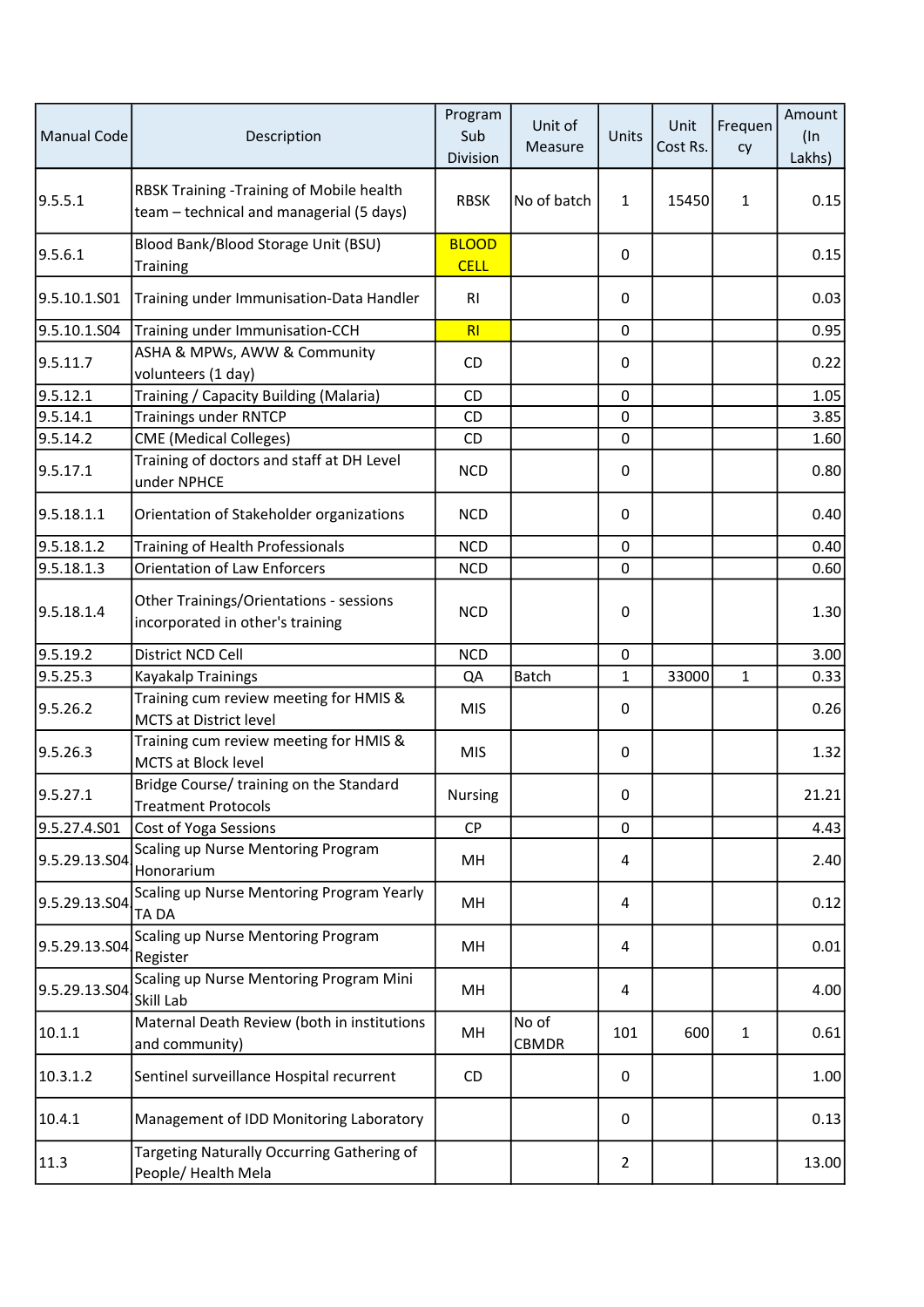| Manual Code | Description | Program Sub Division | Unit of Measure | Units | Unit Cost Rs. | Frequency | Amount (In Lakhs) |
|---|---|---|---|---|---|---|---|
| 9.5.5.1 | RBSK Training -Training of Mobile health team – technical and managerial (5 days) | RBSK | No of batch | 1 | 15450 | 1 | 0.15 |
| 9.5.6.1 | Blood Bank/Blood Storage Unit (BSU) Training | BLOOD CELL | | 0 | | | 0.15 |
| 9.5.10.1.S01 | Training under Immunisation-Data Handler | RI | | 0 | | | 0.03 |
| 9.5.10.1.S04 | Training under Immunisation-CCH | RI | | 0 | | | 0.95 |
| 9.5.11.7 | ASHA & MPWs, AWW & Community volunteers (1 day) | CD | | 0 | | | 0.22 |
| 9.5.12.1 | Training / Capacity Building (Malaria) | CD | | 0 | | | 1.05 |
| 9.5.14.1 | Trainings under RNTCP | CD | | 0 | | | 3.85 |
| 9.5.14.2 | CME (Medical Colleges) | CD | | 0 | | | 1.60 |
| 9.5.17.1 | Training of doctors and staff at DH Level under NPHCE | NCD | | 0 | | | 0.80 |
| 9.5.18.1.1 | Orientation of Stakeholder organizations | NCD | | 0 | | | 0.40 |
| 9.5.18.1.2 | Training of Health Professionals | NCD | | 0 | | | 0.40 |
| 9.5.18.1.3 | Orientation of Law Enforcers | NCD | | 0 | | | 0.60 |
| 9.5.18.1.4 | Other Trainings/Orientations - sessions incorporated in other's training | NCD | | 0 | | | 1.30 |
| 9.5.19.2 | District NCD Cell | NCD | | 0 | | | 3.00 |
| 9.5.25.3 | Kayakalp Trainings | QA | Batch | 1 | 33000 | 1 | 0.33 |
| 9.5.26.2 | Training cum review meeting for HMIS & MCTS at District level | MIS | | 0 | | | 0.26 |
| 9.5.26.3 | Training cum review meeting for HMIS & MCTS at Block level | MIS | | 0 | | | 1.32 |
| 9.5.27.1 | Bridge Course/ training on the Standard Treatment Protocols | Nursing | | 0 | | | 21.21 |
| 9.5.27.4.S01 | Cost of Yoga Sessions | CP | | 0 | | | 4.43 |
| 9.5.29.13.S04 | Scaling up Nurse Mentoring Program Honorarium | MH | | 4 | | | 2.40 |
| 9.5.29.13.S04 | Scaling up Nurse Mentoring Program Yearly TA DA | MH | | 4 | | | 0.12 |
| 9.5.29.13.S04 | Scaling up Nurse Mentoring Program Register | MH | | 4 | | | 0.01 |
| 9.5.29.13.S04 | Scaling up Nurse Mentoring Program Mini Skill Lab | MH | | 4 | | | 4.00 |
| 10.1.1 | Maternal Death Review (both in institutions and community) | MH | No of CBMDR | 101 | 600 | 1 | 0.61 |
| 10.3.1.2 | Sentinel surveillance Hospital recurrent | CD | | 0 | | | 1.00 |
| 10.4.1 | Management of IDD Monitoring Laboratory | | | 0 | | | 0.13 |
| 11.3 | Targeting Naturally Occurring Gathering of People/ Health Mela | | | 2 | | | 13.00 |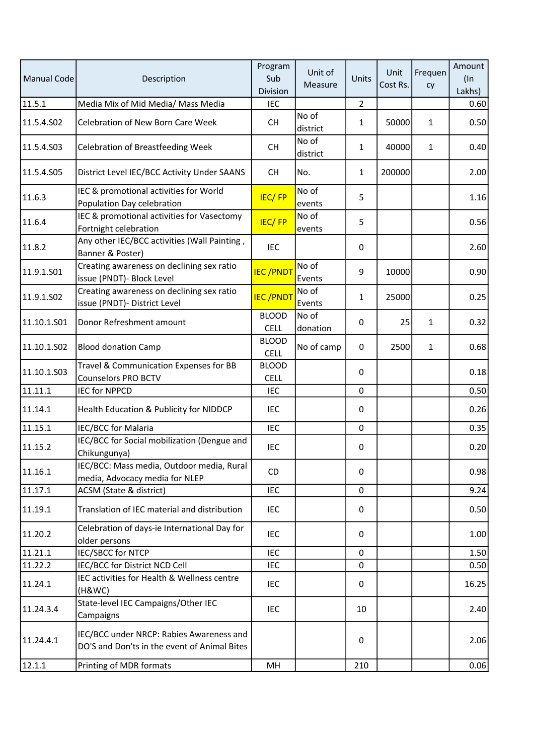| Manual Code | Description | Program Sub Division | Unit of Measure | Units | Unit Cost Rs. | Frequency | Amount (In Lakhs) |
|---|---|---|---|---|---|---|---|
| 11.5.1 | Media Mix of Mid Media/ Mass Media | IEC | | 2 | | | 0.60 |
| 11.5.4.S02 | Celebration of New Born Care Week | CH | No of district | 1 | 50000 | 1 | 0.50 |
| 11.5.4.S03 | Celebration of Breastfeeding Week | CH | No of district | 1 | 40000 | 1 | 0.40 |
| 11.5.4.S05 | District Level IEC/BCC Activity Under SAANS | CH | No. | 1 | 200000 | | 2.00 |
| 11.6.3 | IEC & promotional activities for World Population Day celebration | IEC/ FP | No of events | 5 | | | 1.16 |
| 11.6.4 | IEC & promotional activities for Vasectomy Fortnight celebration | IEC/ FP | No of events | 5 | | | 0.56 |
| 11.8.2 | Any other IEC/BCC activities (Wall Painting , Banner & Poster) | IEC | | 0 | | | 2.60 |
| 11.9.1.S01 | Creating awareness on declining sex ratio issue (PNDT)- Block Level | IEC /PNDT | No of Events | 9 | 10000 | | 0.90 |
| 11.9.1.S02 | Creating awareness on declining sex ratio issue (PNDT)- District Level | IEC /PNDT | No of Events | 1 | 25000 | | 0.25 |
| 11.10.1.S01 | Donor Refreshment amount | BLOOD CELL | No of donation | 0 | 25 | 1 | 0.32 |
| 11.10.1.S02 | Blood donation Camp | BLOOD CELL | No of camp | 0 | 2500 | 1 | 0.68 |
| 11.10.1.S03 | Travel & Communication Expenses for BB Counselors PRO BCTV | BLOOD CELL | | 0 | | | 0.18 |
| 11.11.1 | IEC for NPPCD | IEC | | 0 | | | 0.50 |
| 11.14.1 | Health Education & Publicity for NIDDCP | IEC | | 0 | | | 0.26 |
| 11.15.1 | IEC/BCC for Malaria | IEC | | 0 | | | 0.35 |
| 11.15.2 | IEC/BCC for Social mobilization (Dengue and Chikungunya) | IEC | | 0 | | | 0.20 |
| 11.16.1 | IEC/BCC: Mass media, Outdoor media, Rural media, Advocacy media for NLEP | CD | | 0 | | | 0.98 |
| 11.17.1 | ACSM (State & district) | IEC | | 0 | | | 9.24 |
| 11.19.1 | Translation of IEC material and distribution | IEC | | 0 | | | 0.50 |
| 11.20.2 | Celebration of days-ie International Day for older persons | IEC | | 0 | | | 1.00 |
| 11.21.1 | IEC/SBCC for NTCP | IEC | | 0 | | | 1.50 |
| 11.22.2 | IEC/BCC for District NCD Cell | IEC | | 0 | | | 0.50 |
| 11.24.1 | IEC activities for Health & Wellness centre (H&WC) | IEC | | 0 | | | 16.25 |
| 11.24.3.4 | State-level IEC Campaigns/Other IEC Campaigns | IEC | | 10 | | | 2.40 |
| 11.24.4.1 | IEC/BCC under NRCP: Rabies Awareness and DO'S and Don'ts in the event of Animal Bites | | | 0 | | | 2.06 |
| 12.1.1 | Printing of MDR formats | MH | | 210 | | | 0.06 |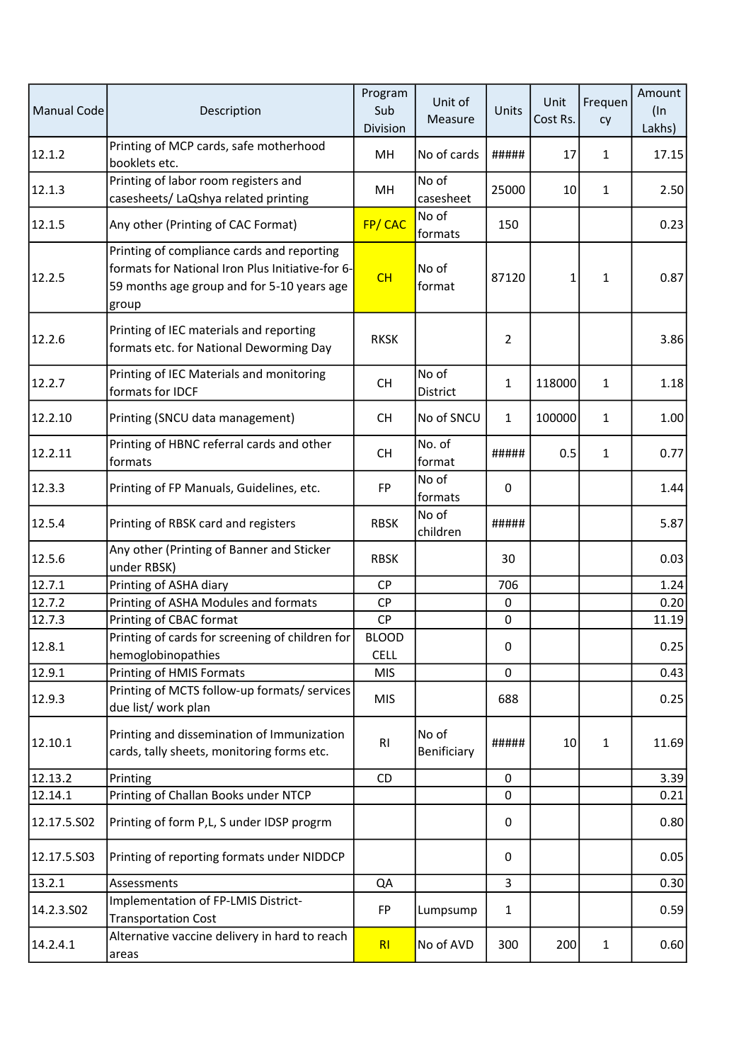| Manual Code | Description | Program Sub Division | Unit of Measure | Units | Unit Cost Rs. | Frequency | Amount (In Lakhs) |
|---|---|---|---|---|---|---|---|
| 12.1.2 | Printing of MCP cards, safe motherhood booklets etc. | MH | No of cards | ##### | 17 | 1 | 17.15 |
| 12.1.3 | Printing of labor room registers and casesheets/ LaQshya related printing | MH | No of casesheet | 25000 | 10 | 1 | 2.50 |
| 12.1.5 | Any other (Printing of CAC Format) | FP/ CAC | No of formats | 150 | | | 0.23 |
| 12.2.5 | Printing of compliance cards and reporting formats for National Iron Plus Initiative-for 6-59 months age group and for 5-10 years age group | CH | No of format | 87120 | 1 | 1 | 0.87 |
| 12.2.6 | Printing of IEC materials and reporting formats etc. for National Deworming Day | RKSK | | 2 | | | 3.86 |
| 12.2.7 | Printing of IEC Materials and monitoring formats for IDCF | CH | No of District | 1 | 118000 | 1 | 1.18 |
| 12.2.10 | Printing (SNCU data management) | CH | No of SNCU | 1 | 100000 | 1 | 1.00 |
| 12.2.11 | Printing of HBNC referral cards and other formats | CH | No. of format | ##### | 0.5 | 1 | 0.77 |
| 12.3.3 | Printing of FP Manuals, Guidelines, etc. | FP | No of formats | 0 | | | 1.44 |
| 12.5.4 | Printing of RBSK card and registers | RBSK | No of children | ##### | | | 5.87 |
| 12.5.6 | Any other (Printing of Banner and Sticker under RBSK) | RBSK | | 30 | | | 0.03 |
| 12.7.1 | Printing of ASHA diary | CP | | 706 | | | 1.24 |
| 12.7.2 | Printing of ASHA Modules and formats | CP | | 0 | | | 0.20 |
| 12.7.3 | Printing of CBAC format | CP | | 0 | | | 11.19 |
| 12.8.1 | Printing of cards for screening of children for hemoglobinopathies | BLOOD CELL | | 0 | | | 0.25 |
| 12.9.1 | Printing of HMIS Formats | MIS | | 0 | | | 0.43 |
| 12.9.3 | Printing of MCTS follow-up formats/ services due list/ work plan | MIS | | 688 | | | 0.25 |
| 12.10.1 | Printing and dissemination of Immunization cards, tally sheets, monitoring forms etc. | RI | No of Benificiary | ##### | 10 | 1 | 11.69 |
| 12.13.2 | Printing | CD | | 0 | | | 3.39 |
| 12.14.1 | Printing of Challan Books under NTCP | | | 0 | | | 0.21 |
| 12.17.5.S02 | Printing of form P,L, S under IDSP progrm | | | 0 | | | 0.80 |
| 12.17.5.S03 | Printing of reporting formats under NIDDCP | | | 0 | | | 0.05 |
| 13.2.1 | Assessments | QA | | 3 | | | 0.30 |
| 14.2.3.S02 | Implementation of FP-LMIS District-Transportation Cost | FP | Lumpsump | 1 | | | 0.59 |
| 14.2.4.1 | Alternative vaccine delivery in hard to reach areas | RI | No of AVD | 300 | 200 | 1 | 0.60 |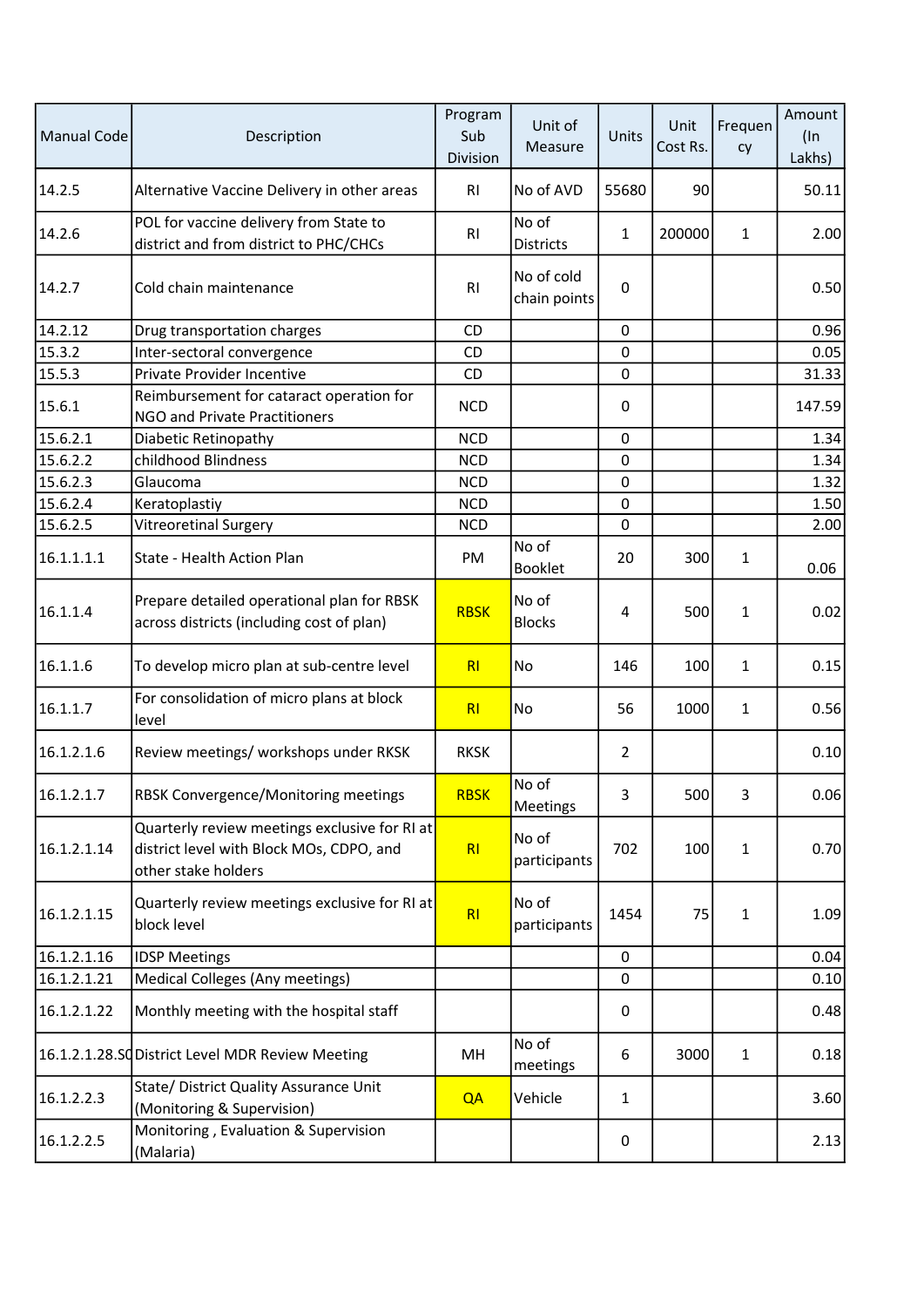| Manual Code | Description | Program Sub Division | Unit of Measure | Units | Unit Cost Rs. | Frequency | Amount (In Lakhs) |
|---|---|---|---|---|---|---|---|
| 14.2.5 | Alternative Vaccine Delivery in other areas | RI | No of AVD | 55680 | 90 | | 50.11 |
| 14.2.6 | POL for vaccine delivery from State to district and from district to PHC/CHCs | RI | No of Districts | 1 | 200000 | 1 | 2.00 |
| 14.2.7 | Cold chain maintenance | RI | No of cold chain points | 0 | | | 0.50 |
| 14.2.12 | Drug transportation charges | CD | | 0 | | | 0.96 |
| 15.3.2 | Inter-sectoral convergence | CD | | 0 | | | 0.05 |
| 15.5.3 | Private Provider Incentive | CD | | 0 | | | 31.33 |
| 15.6.1 | Reimbursement for cataract operation for NGO and Private Practitioners | NCD | | 0 | | | 147.59 |
| 15.6.2.1 | Diabetic Retinopathy | NCD | | 0 | | | 1.34 |
| 15.6.2.2 | childhood Blindness | NCD | | 0 | | | 1.34 |
| 15.6.2.3 | Glaucoma | NCD | | 0 | | | 1.32 |
| 15.6.2.4 | Keratoplastiy | NCD | | 0 | | | 1.50 |
| 15.6.2.5 | Vitreoretinal Surgery | NCD | | 0 | | | 2.00 |
| 16.1.1.1.1 | State - Health Action Plan | PM | No of Booklet | 20 | 300 | 1 | 0.06 |
| 16.1.1.4 | Prepare detailed operational plan for RBSK across districts (including cost of plan) | RBSK | No of Blocks | 4 | 500 | 1 | 0.02 |
| 16.1.1.6 | To develop micro plan at sub-centre level | RI | No | 146 | 100 | 1 | 0.15 |
| 16.1.1.7 | For consolidation of micro plans at block level | RI | No | 56 | 1000 | 1 | 0.56 |
| 16.1.2.1.6 | Review meetings/ workshops under RKSK | RKSK | | 2 | | | 0.10 |
| 16.1.2.1.7 | RBSK Convergence/Monitoring meetings | RBSK | No of Meetings | 3 | 500 | 3 | 0.06 |
| 16.1.2.1.14 | Quarterly review meetings exclusive for RI at district level with Block MOs, CDPO, and other stake holders | RI | No of participants | 702 | 100 | 1 | 0.70 |
| 16.1.2.1.15 | Quarterly review meetings exclusive for RI at block level | RI | No of participants | 1454 | 75 | 1 | 1.09 |
| 16.1.2.1.16 | IDSP Meetings | | | 0 | | | 0.04 |
| 16.1.2.1.21 | Medical Colleges (Any meetings) | | | 0 | | | 0.10 |
| 16.1.2.1.22 | Monthly meeting with the hospital staff | | | 0 | | | 0.48 |
| 16.1.2.1.28.SC | District Level MDR Review Meeting | MH | No of meetings | 6 | 3000 | 1 | 0.18 |
| 16.1.2.2.3 | State/ District Quality Assurance Unit (Monitoring & Supervision) | QA | Vehicle | 1 | | | 3.60 |
| 16.1.2.2.5 | Monitoring , Evaluation & Supervision (Malaria) | | | 0 | | | 2.13 |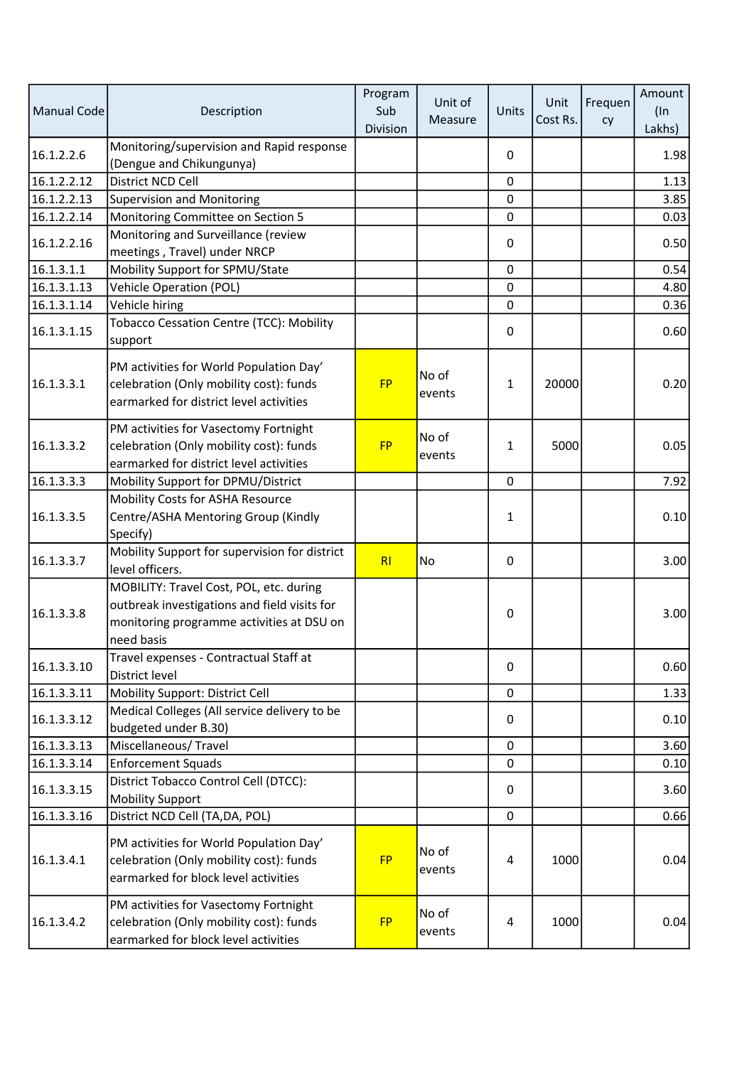| Manual Code | Description | Program Sub Division | Unit of Measure | Units | Unit Cost Rs. | Frequency | Amount (In Lakhs) |
|---|---|---|---|---|---|---|---|
| 16.1.2.2.6 | Monitoring/supervision and Rapid response (Dengue and Chikungunya) | | | 0 | | | 1.98 |
| 16.1.2.2.12 | District NCD Cell | | | 0 | | | 1.13 |
| 16.1.2.2.13 | Supervision and Monitoring | | | 0 | | | 3.85 |
| 16.1.2.2.14 | Monitoring Committee on Section 5 | | | 0 | | | 0.03 |
| 16.1.2.2.16 | Monitoring and Surveillance (review meetings , Travel) under NRCP | | | 0 | | | 0.50 |
| 16.1.3.1.1 | Mobility Support for SPMU/State | | | 0 | | | 0.54 |
| 16.1.3.1.13 | Vehicle Operation (POL) | | | 0 | | | 4.80 |
| 16.1.3.1.14 | Vehicle hiring | | | 0 | | | 0.36 |
| 16.1.3.1.15 | Tobacco Cessation Centre (TCC): Mobility support | | | 0 | | | 0.60 |
| 16.1.3.3.1 | PM activities for World Population Day' celebration (Only mobility cost): funds earmarked for district level activities | FP | No of events | 1 | 20000 | | 0.20 |
| 16.1.3.3.2 | PM activities for Vasectomy Fortnight celebration (Only mobility cost): funds earmarked for district level activities | FP | No of events | 1 | 5000 | | 0.05 |
| 16.1.3.3.3 | Mobility Support for DPMU/District | | | 0 | | | 7.92 |
| 16.1.3.3.5 | Mobility Costs for ASHA Resource Centre/ASHA Mentoring Group (Kindly Specify) | | | 1 | | | 0.10 |
| 16.1.3.3.7 | Mobility Support for supervision for district level officers. | RI | No | 0 | | | 3.00 |
| 16.1.3.3.8 | MOBILITY: Travel Cost, POL, etc. during outbreak investigations and field visits for monitoring programme activities at DSU on need basis | | | 0 | | | 3.00 |
| 16.1.3.3.10 | Travel expenses - Contractual Staff at District level | | | 0 | | | 0.60 |
| 16.1.3.3.11 | Mobility Support: District Cell | | | 0 | | | 1.33 |
| 16.1.3.3.12 | Medical Colleges (All service delivery to be budgeted under B.30) | | | 0 | | | 0.10 |
| 16.1.3.3.13 | Miscellaneous/ Travel | | | 0 | | | 3.60 |
| 16.1.3.3.14 | Enforcement Squads | | | 0 | | | 0.10 |
| 16.1.3.3.15 | District Tobacco Control Cell (DTCC): Mobility Support | | | 0 | | | 3.60 |
| 16.1.3.3.16 | District NCD Cell (TA,DA, POL) | | | 0 | | | 0.66 |
| 16.1.3.4.1 | PM activities for World Population Day' celebration (Only mobility cost): funds earmarked for block level activities | FP | No of events | 4 | 1000 | | 0.04 |
| 16.1.3.4.2 | PM activities for Vasectomy Fortnight celebration (Only mobility cost): funds earmarked for block level activities | FP | No of events | 4 | 1000 | | 0.04 |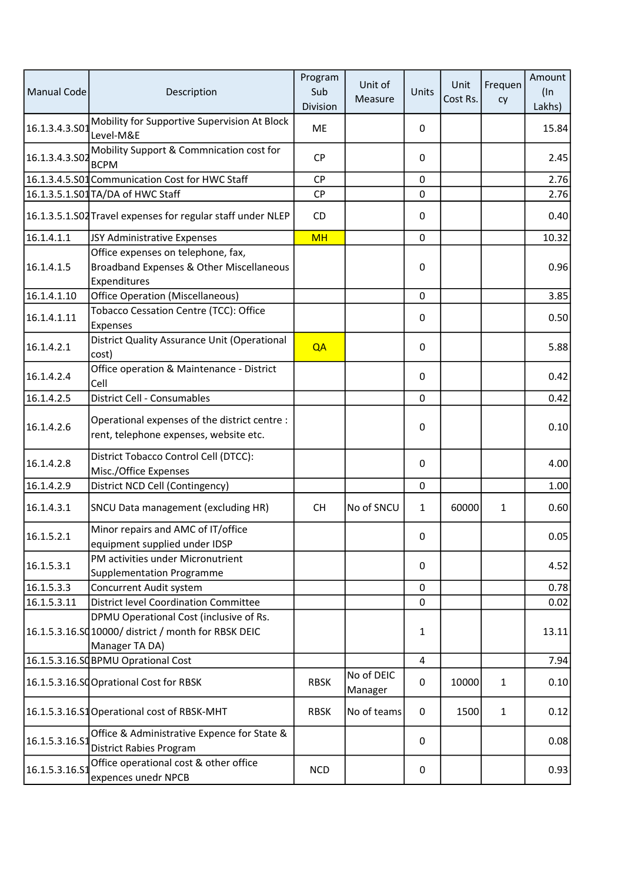| Manual Code | Description | Program Sub Division | Unit of Measure | Units | Unit Cost Rs. | Frequency | Amount (In Lakhs) |
|---|---|---|---|---|---|---|---|
| 16.1.3.4.3.S01 | Mobility for Supportive Supervision At Block Level-M&E | ME | | 0 | | | 15.84 |
| 16.1.3.4.3.S02 | Mobility Support & Commnication cost for BCPM | CP | | 0 | | | 2.45 |
| 16.1.3.4.5.S01 | Communication Cost for HWC Staff | CP | | 0 | | | 2.76 |
| 16.1.3.5.1.S01 | TA/DA of HWC Staff | CP | | 0 | | | 2.76 |
| 16.1.3.5.1.S02 | Travel expenses for regular staff under NLEP | CD | | 0 | | | 0.40 |
| 16.1.4.1.1 | JSY Administrative Expenses | MH | | 0 | | | 10.32 |
| 16.1.4.1.5 | Office expenses on telephone, fax, Broadband Expenses & Other Miscellaneous Expenditures | | | 0 | | | 0.96 |
| 16.1.4.1.10 | Office Operation (Miscellaneous) | | | 0 | | | 3.85 |
| 16.1.4.1.11 | Tobacco Cessation Centre (TCC): Office Expenses | | | 0 | | | 0.50 |
| 16.1.4.2.1 | District Quality Assurance Unit (Operational cost) | QA | | 0 | | | 5.88 |
| 16.1.4.2.4 | Office operation & Maintenance - District Cell | | | 0 | | | 0.42 |
| 16.1.4.2.5 | District Cell - Consumables | | | 0 | | | 0.42 |
| 16.1.4.2.6 | Operational expenses of the district centre : rent, telephone expenses, website etc. | | | 0 | | | 0.10 |
| 16.1.4.2.8 | District Tobacco Control Cell (DTCC): Misc./Office Expenses | | | 0 | | | 4.00 |
| 16.1.4.2.9 | District NCD Cell (Contingency) | | | 0 | | | 1.00 |
| 16.1.4.3.1 | SNCU Data management (excluding HR) | CH | No of SNCU | 1 | 60000 | 1 | 0.60 |
| 16.1.5.2.1 | Minor repairs and AMC of IT/office equipment supplied under IDSP | | | 0 | | | 0.05 |
| 16.1.5.3.1 | PM activities under Micronutrient Supplementation Programme | | | 0 | | | 4.52 |
| 16.1.5.3.3 | Concurrent Audit system | | | 0 | | | 0.78 |
| 16.1.5.3.11 | District level Coordination Committee | | | 0 | | | 0.02 |
| 16.1.5.3.16.S0 | DPMU Operational Cost (inclusive of Rs. 10000/ district / month for RBSK DEIC Manager TA DA) | | | 1 | | | 13.11 |
| 16.1.5.3.16.S0 | BPMU Oprational Cost | | | 4 | | | 7.94 |
| 16.1.5.3.16.S0 | Oprational Cost for RBSK | RBSK | No of DEIC Manager | 0 | 10000 | 1 | 0.10 |
| 16.1.5.3.16.S1 | Operational cost of RBSK-MHT | RBSK | No of teams | 0 | 1500 | 1 | 0.12 |
| 16.1.5.3.16.S1 | Office & Administrative Expence for State & District Rabies Program | | | 0 | | | 0.08 |
| 16.1.5.3.16.S1 | Office operational cost & other office expences unedr NPCB | NCD | | 0 | | | 0.93 |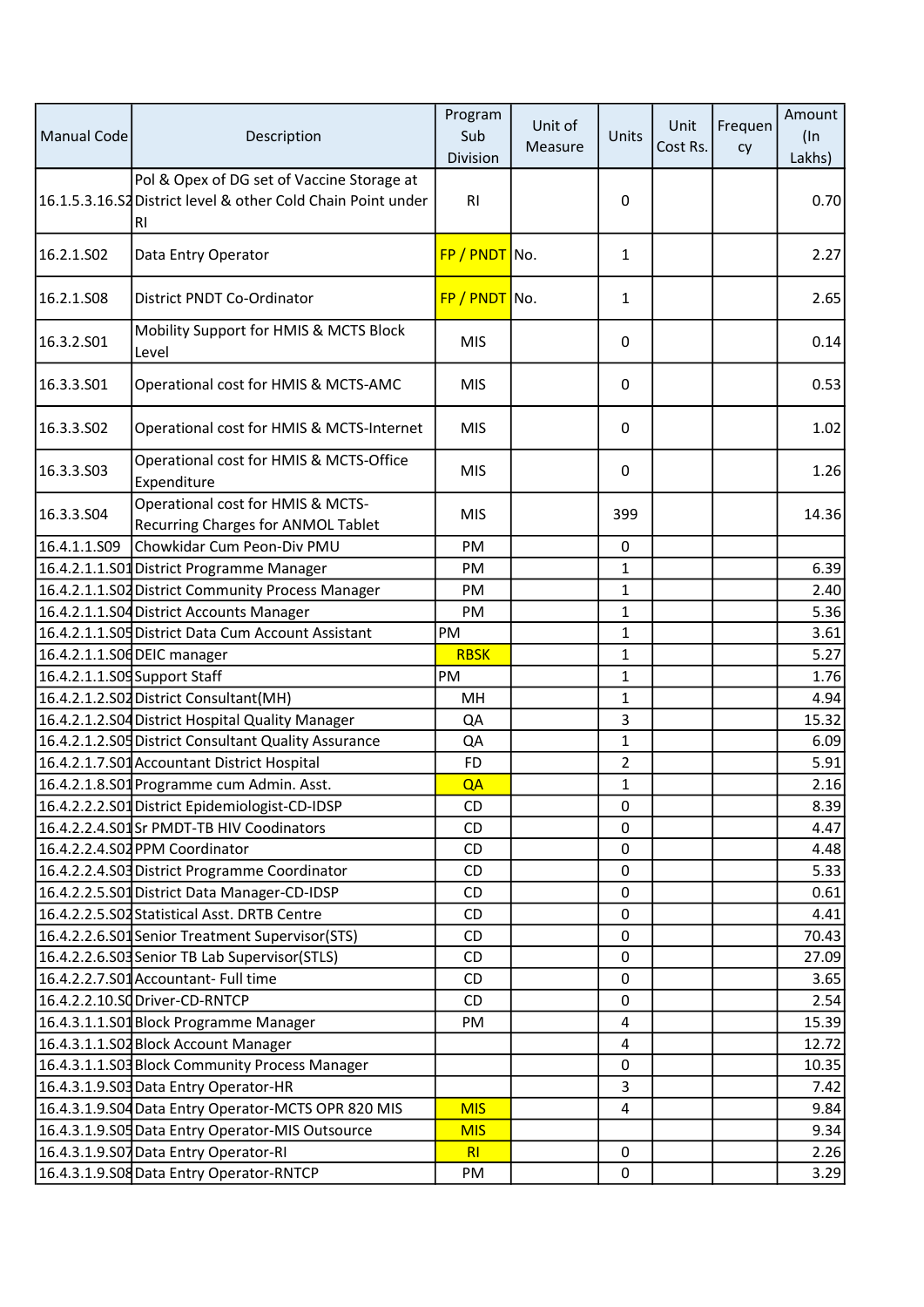| Manual Code | Description | Program Sub Division | Unit of Measure | Units | Unit Cost Rs. | Frequency | Amount (In Lakhs) |
|---|---|---|---|---|---|---|---|
| 16.1.5.3.16.S2 | Pol & Opex of DG set of Vaccine Storage at District level & other Cold Chain Point under RI | RI | | 0 | | | 0.70 |
| 16.2.1.S02 | Data Entry Operator | FP / PNDT | No. | 1 | | | 2.27 |
| 16.2.1.S08 | District PNDT Co-Ordinator | FP / PNDT | No. | 1 | | | 2.65 |
| 16.3.2.S01 | Mobility Support for HMIS & MCTS Block Level | MIS | | 0 | | | 0.14 |
| 16.3.3.S01 | Operational cost for HMIS & MCTS-AMC | MIS | | 0 | | | 0.53 |
| 16.3.3.S02 | Operational cost for HMIS & MCTS-Internet | MIS | | 0 | | | 1.02 |
| 16.3.3.S03 | Operational cost for HMIS & MCTS-Office Expenditure | MIS | | 0 | | | 1.26 |
| 16.3.3.S04 | Operational cost for HMIS & MCTS-Recurring Charges for ANMOL Tablet | MIS | | 399 | | | 14.36 |
| 16.4.1.1.S09 | Chowkidar Cum Peon-Div PMU | PM | | 0 | | | |
| 16.4.2.1.1.S01 | District Programme Manager | PM | | 1 | | | 6.39 |
| 16.4.2.1.1.S02 | District Community Process Manager | PM | | 1 | | | 2.40 |
| 16.4.2.1.1.S04 | District Accounts Manager | PM | | 1 | | | 5.36 |
| 16.4.2.1.1.S05 | District Data Cum Account Assistant | PM | | 1 | | | 3.61 |
| 16.4.2.1.1.S06 | DEIC manager | RBSK | | 1 | | | 5.27 |
| 16.4.2.1.1.S09 | Support Staff | PM | | 1 | | | 1.76 |
| 16.4.2.1.2.S02 | District Consultant(MH) | MH | | 1 | | | 4.94 |
| 16.4.2.1.2.S04 | District Hospital Quality Manager | QA | | 3 | | | 15.32 |
| 16.4.2.1.2.S05 | District Consultant Quality Assurance | QA | | 1 | | | 6.09 |
| 16.4.2.1.7.S01 | Accountant District Hospital | FD | | 2 | | | 5.91 |
| 16.4.2.1.8.S01 | Programme cum Admin. Asst. | QA | | 1 | | | 2.16 |
| 16.4.2.2.2.S01 | District Epidemiologist-CD-IDSP | CD | | 0 | | | 8.39 |
| 16.4.2.2.4.S01 | Sr PMDT-TB HIV Coodinators | CD | | 0 | | | 4.47 |
| 16.4.2.2.4.S02 | PPM Coordinator | CD | | 0 | | | 4.48 |
| 16.4.2.2.4.S03 | District Programme Coordinator | CD | | 0 | | | 5.33 |
| 16.4.2.2.5.S01 | District Data Manager-CD-IDSP | CD | | 0 | | | 0.61 |
| 16.4.2.2.5.S02 | Statistical Asst. DRTB Centre | CD | | 0 | | | 4.41 |
| 16.4.2.2.6.S01 | Senior Treatment Supervisor(STS) | CD | | 0 | | | 70.43 |
| 16.4.2.2.6.S03 | Senior TB Lab Supervisor(STLS) | CD | | 0 | | | 27.09 |
| 16.4.2.2.7.S01 | Accountant- Full time | CD | | 0 | | | 3.65 |
| 16.4.2.2.10.S0 | Driver-CD-RNTCP | CD | | 0 | | | 2.54 |
| 16.4.3.1.1.S01 | Block Programme Manager | PM | | 4 | | | 15.39 |
| 16.4.3.1.1.S02 | Block Account Manager | | | 4 | | | 12.72 |
| 16.4.3.1.1.S03 | Block Community Process Manager | | | 0 | | | 10.35 |
| 16.4.3.1.9.S03 | Data Entry Operator-HR | | | 3 | | | 7.42 |
| 16.4.3.1.9.S04 | Data Entry Operator-MCTS OPR 820 MIS | MIS | | 4 | | | 9.84 |
| 16.4.3.1.9.S05 | Data Entry Operator-MIS Outsource | MIS | | | | | 9.34 |
| 16.4.3.1.9.S07 | Data Entry Operator-RI | RI | | 0 | | | 2.26 |
| 16.4.3.1.9.S08 | Data Entry Operator-RNTCP | PM | | 0 | | | 3.29 |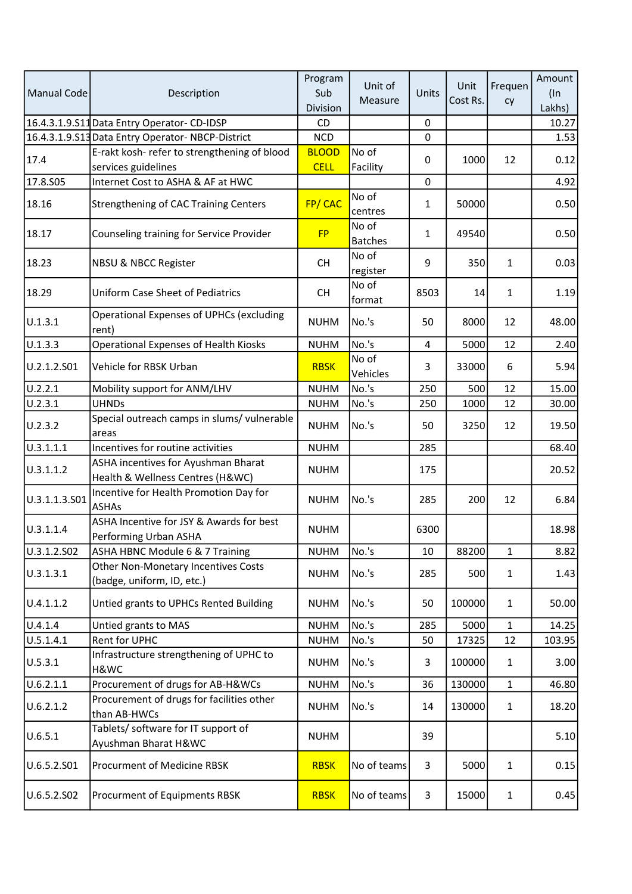| Manual Code | Description | Program Sub Division | Unit of Measure | Units | Unit Cost Rs. | Frequency | Amount (In Lakhs) |
|---|---|---|---|---|---|---|---|
| 16.4.3.1.9.S11 | Data Entry Operator- CD-IDSP | CD | | 0 | | | 10.27 |
| 16.4.3.1.9.S13 | Data Entry Operator- NBCP-District | NCD | | 0 | | | 1.53 |
| 17.4 | E-rakt kosh- refer to strengthening of blood services guidelines | BLOOD CELL | No of Facility | 0 | 1000 | 12 | 0.12 |
| 17.8.S05 | Internet Cost to ASHA & AF at HWC | | | 0 | | | 4.92 |
| 18.16 | Strengthening of CAC Training Centers | FP/ CAC | No of centres | 1 | 50000 | | 0.50 |
| 18.17 | Counseling training for Service Provider | FP | No of Batches | 1 | 49540 | | 0.50 |
| 18.23 | NBSU & NBCC Register | CH | No of register | 9 | 350 | 1 | 0.03 |
| 18.29 | Uniform Case Sheet of Pediatrics | CH | No of format | 8503 | 14 | 1 | 1.19 |
| U.1.3.1 | Operational Expenses of UPHCs (excluding rent) | NUHM | No.'s | 50 | 8000 | 12 | 48.00 |
| U.1.3.3 | Operational Expenses of Health Kiosks | NUHM | No.'s | 4 | 5000 | 12 | 2.40 |
| U.2.1.2.S01 | Vehicle for RBSK Urban | RBSK | No of Vehicles | 3 | 33000 | 6 | 5.94 |
| U.2.2.1 | Mobility support for ANM/LHV | NUHM | No.'s | 250 | 500 | 12 | 15.00 |
| U.2.3.1 | UHNDs | NUHM | No.'s | 250 | 1000 | 12 | 30.00 |
| U.2.3.2 | Special outreach camps in slums/ vulnerable areas | NUHM | No.'s | 50 | 3250 | 12 | 19.50 |
| U.3.1.1.1 | Incentives for routine activities | NUHM | | 285 | | | 68.40 |
| U.3.1.1.2 | ASHA incentives for Ayushman Bharat Health & Wellness Centres (H&WC) | NUHM | | 175 | | | 20.52 |
| U.3.1.1.3.S01 | Incentive for Health Promotion Day for ASHAs | NUHM | No.'s | 285 | 200 | 12 | 6.84 |
| U.3.1.1.4 | ASHA Incentive for JSY & Awards for best Performing Urban ASHA | NUHM | | 6300 | | | 18.98 |
| U.3.1.2.S02 | ASHA HBNC Module 6 & 7 Training | NUHM | No.'s | 10 | 88200 | 1 | 8.82 |
| U.3.1.3.1 | Other Non-Monetary Incentives Costs (badge, uniform, ID, etc.) | NUHM | No.'s | 285 | 500 | 1 | 1.43 |
| U.4.1.1.2 | Untied grants to UPHCs Rented Building | NUHM | No.'s | 50 | 100000 | 1 | 50.00 |
| U.4.1.4 | Untied grants to MAS | NUHM | No.'s | 285 | 5000 | 1 | 14.25 |
| U.5.1.4.1 | Rent for UPHC | NUHM | No.'s | 50 | 17325 | 12 | 103.95 |
| U.5.3.1 | Infrastructure strengthening of UPHC to H&WC | NUHM | No.'s | 3 | 100000 | 1 | 3.00 |
| U.6.2.1.1 | Procurement of drugs for AB-H&WCs | NUHM | No.'s | 36 | 130000 | 1 | 46.80 |
| U.6.2.1.2 | Procurement of drugs for facilities other than AB-HWCs | NUHM | No.'s | 14 | 130000 | 1 | 18.20 |
| U.6.5.1 | Tablets/ software for IT support of Ayushman Bharat H&WC | NUHM | | 39 | | | 5.10 |
| U.6.5.2.S01 | Procurment of Medicine RBSK | RBSK | No of teams | 3 | 5000 | 1 | 0.15 |
| U.6.5.2.S02 | Procurment of Equipments RBSK | RBSK | No of teams | 3 | 15000 | 1 | 0.45 |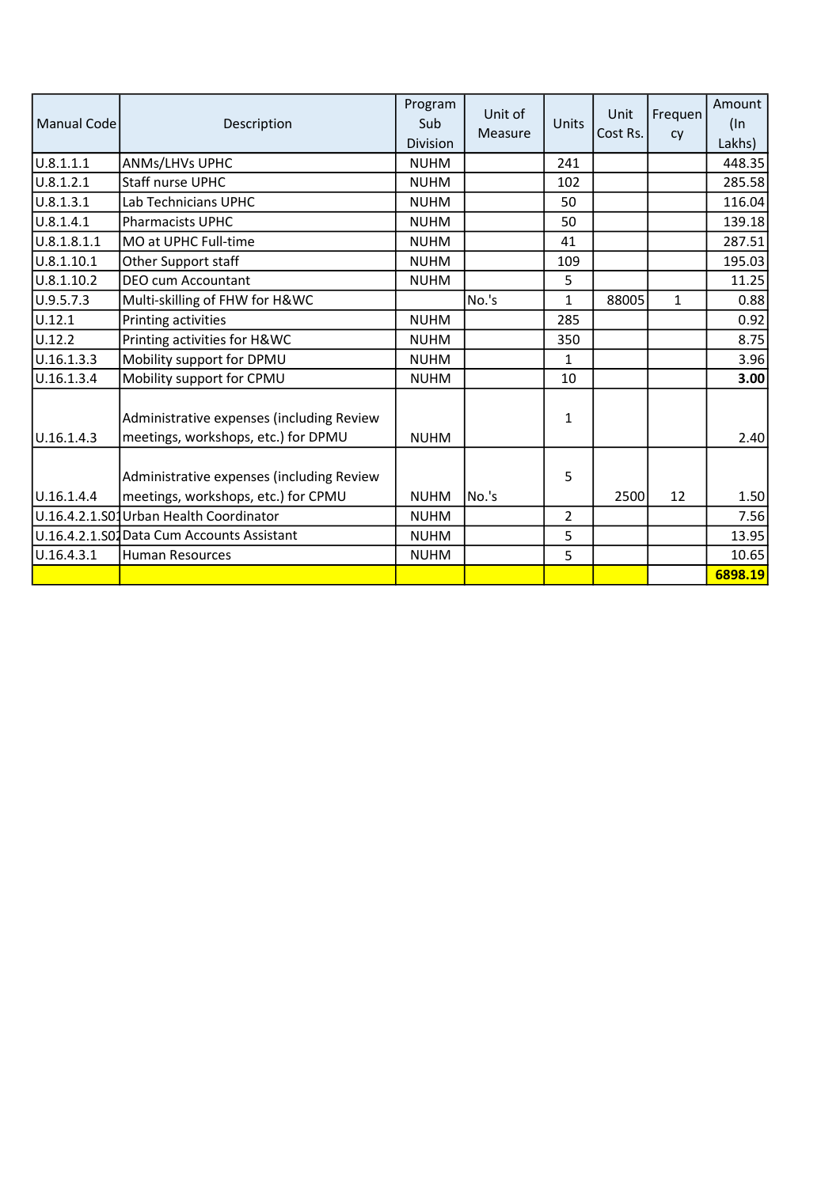| Manual Code | Description | Program Sub Division | Unit of Measure | Units | Unit Cost Rs. | Frequency | Amount (In Lakhs) |
|---|---|---|---|---|---|---|---|
| U.8.1.1.1 | ANMs/LHVs UPHC | NUHM | | 241 | | | 448.35 |
| U.8.1.2.1 | Staff nurse UPHC | NUHM | | 102 | | | 285.58 |
| U.8.1.3.1 | Lab Technicians UPHC | NUHM | | 50 | | | 116.04 |
| U.8.1.4.1 | Pharmacists UPHC | NUHM | | 50 | | | 139.18 |
| U.8.1.8.1.1 | MO at UPHC Full-time | NUHM | | 41 | | | 287.51 |
| U.8.1.10.1 | Other Support staff | NUHM | | 109 | | | 195.03 |
| U.8.1.10.2 | DEO cum Accountant | NUHM | | 5 | | | 11.25 |
| U.9.5.7.3 | Multi-skilling of FHW for H&WC | | No.'s | 1 | 88005 | 1 | 0.88 |
| U.12.1 | Printing activities | NUHM | | 285 | | | 0.92 |
| U.12.2 | Printing activities for H&WC | NUHM | | 350 | | | 8.75 |
| U.16.1.3.3 | Mobility support for DPMU | NUHM | | 1 | | | 3.96 |
| U.16.1.3.4 | Mobility support for CPMU | NUHM | | 10 | | | **3.00** |
| U.16.1.4.3 | Administrative expenses (including Review meetings, workshops, etc.) for DPMU | NUHM | | 1 | | | 2.40 |
| U.16.1.4.4 | Administrative expenses (including Review meetings, workshops, etc.) for CPMU | NUHM | No.'s | 5 | 2500 | 12 | 1.50 |
| U.16.4.2.1.S01 | Urban Health Coordinator | NUHM | | 2 | | | 7.56 |
| U.16.4.2.1.S02 | Data Cum Accounts Assistant | NUHM | | 5 | | | 13.95 |
| U.16.4.3.1 | Human Resources | NUHM | | 5 | | | 10.65 |
| | | | | | | | **6898.19** |